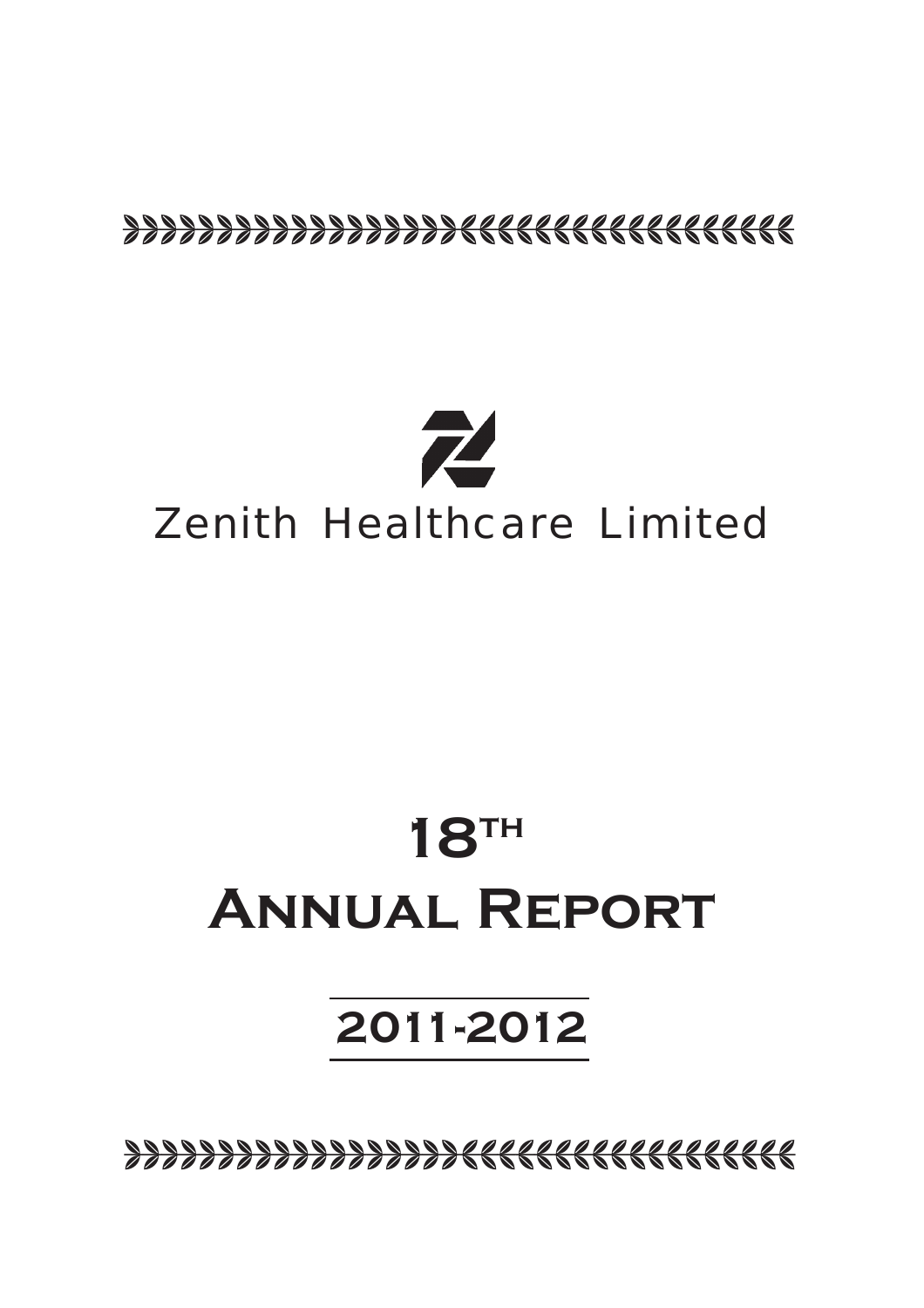# Zenith Healthcare Limited

# 18TH
# Annual Report

## 2011-2012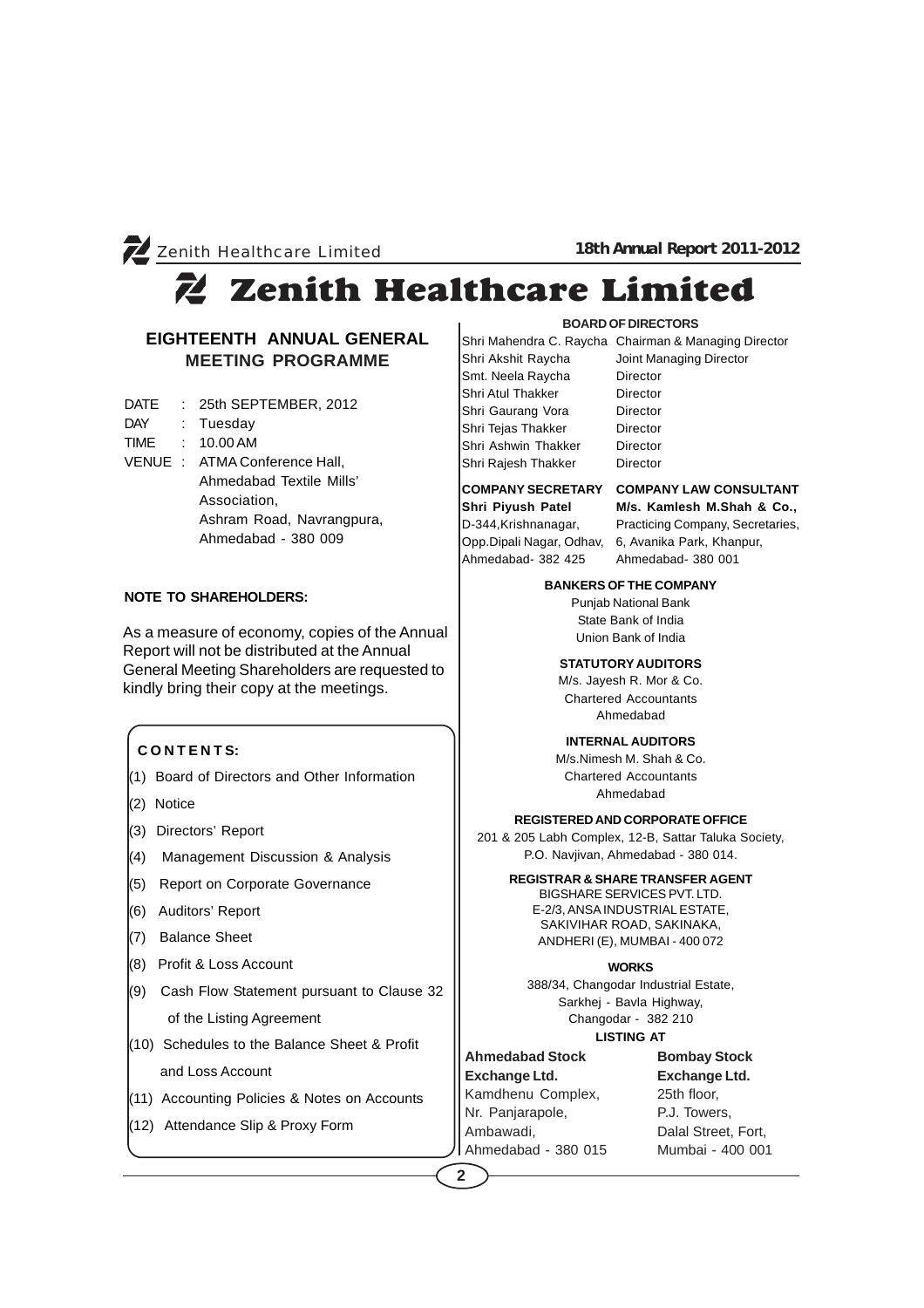# Zenith Healthcare Limited

## EIGHTEENTH ANNUAL GENERAL MEETING PROGRAMME

DATE : 25th SEPTEMBER, 2012

DAY : Tuesday

TIME : 10.00 AM

VENUE : ATMA Conference Hall, Ahmedabad Textile Mills' Association, Ashram Road, Navrangpura, Ahmedabad - 380 009

**NOTE TO SHAREHOLDERS:**

As a measure of economy, copies of the Annual Report will not be distributed at the Annual General Meeting Shareholders are requested to kindly bring their copy at the meetings.

**CONTENTS:**

(1) Board of Directors and Other Information

(2) Notice

(3) Directors' Report

(4) Management Discussion & Analysis

(5) Report on Corporate Governance

(6) Auditors' Report

(7) Balance Sheet

(8) Profit & Loss Account

(9) Cash Flow Statement pursuant to Clause 32 of the Listing Agreement

(10) Schedules to the Balance Sheet & Profit and Loss Account

(11) Accounting Policies & Notes on Accounts

(12) Attendance Slip & Proxy Form

**BOARD OF DIRECTORS**

| | |
|---|---|
| Shri Mahendra C. Raycha | Chairman & Managing Director |
| Shri Akshit Raycha | Joint Managing Director |
| Smt. Neela Raycha | Director |
| Shri Atul Thakker | Director |
| Shri Gaurang Vora | Director |
| Shri Tejas Thakker | Director |
| Shri Ashwin Thakker | Director |
| Shri Rajesh Thakker | Director |

| COMPANY SECRETARY | COMPANY LAW CONSULTANT |
|---|---|
| **Shri Piyush Patel** | **M/s. Kamlesh M.Shah & Co.,** |
| D-344,Krishnanagar, | Practicing Company, Secretaries, |
| Opp.Dipali Nagar, Odhav, | 6, Avanika Park, Khanpur, |
| Ahmedabad- 382 425 | Ahmedabad- 380 001 |

**BANKERS OF THE COMPANY**

Punjab National Bank
State Bank of India
Union Bank of India

**STATUTORY AUDITORS**

M/s. Jayesh R. Mor & Co.
Chartered Accountants
Ahmedabad

**INTERNAL AUDITORS**

M/s.Nimesh M. Shah & Co.
Chartered Accountants
Ahmedabad

**REGISTERED AND CORPORATE OFFICE**

201 & 205 Labh Complex, 12-B, Sattar Taluka Society,
P.O. Navjivan, Ahmedabad - 380 014.

**REGISTRAR & SHARE TRANSFER AGENT**

BIGSHARE SERVICES PVT. LTD.
E-2/3, ANSA INDUSTRIAL ESTATE,
SAKIVIHAR ROAD, SAKINAKA,
ANDHERI (E), MUMBAI - 400 072

**WORKS**

388/34, Changodar Industrial Estate,
Sarkhej - Bavla Highway,
Changodar - 382 210

**LISTING AT**

| Ahmedabad Stock Exchange Ltd. | Bombay Stock Exchange Ltd. |
|---|---|
| Kamdhenu Complex, | 25th floor, |
| Nr. Panjarapole, | P.J. Towers, |
| Ambawadi, | Dalal Street, Fort, |
| Ahmedabad - 380 015 | Mumbai - 400 001 |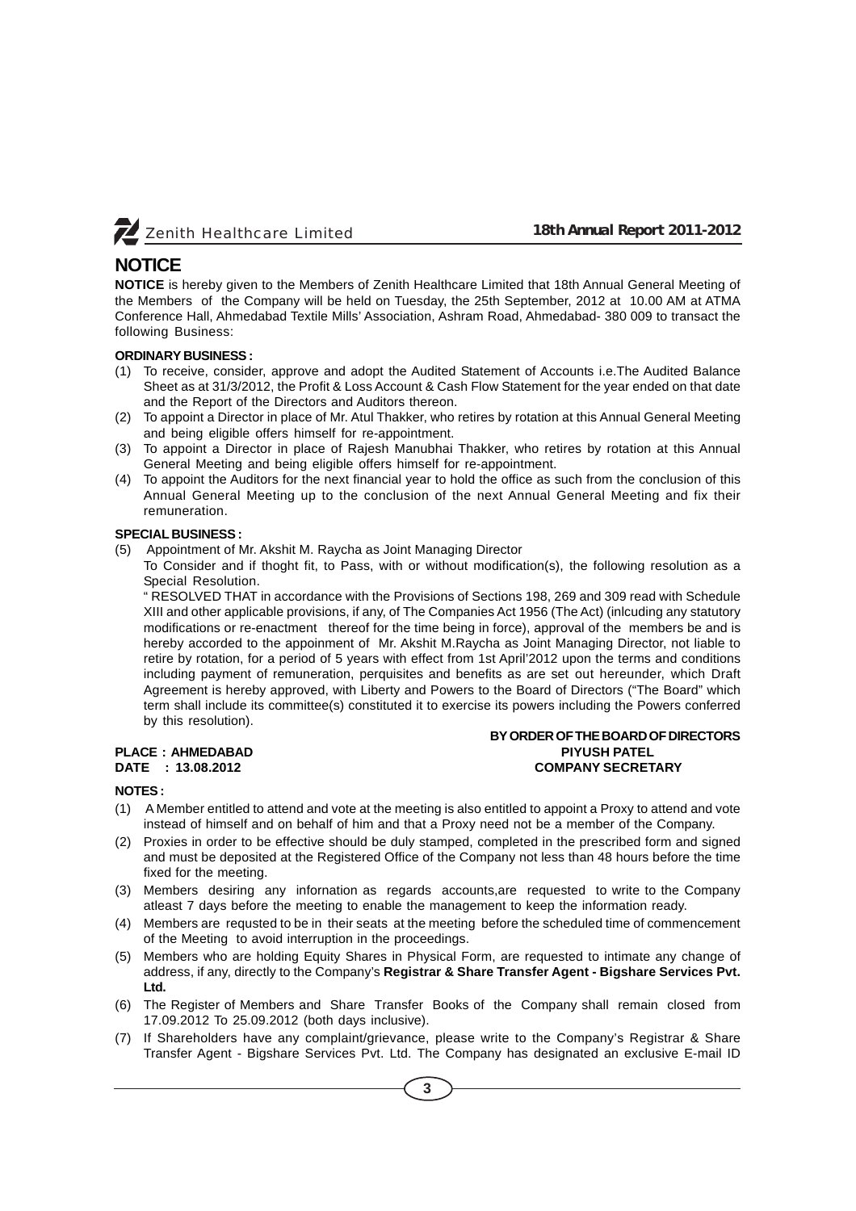# NOTICE

**NOTICE** is hereby given to the Members of Zenith Healthcare Limited that 18th Annual General Meeting of the Members of the Company will be held on Tuesday, the 25th September, 2012 at 10.00 AM at ATMA Conference Hall, Ahmedabad Textile Mills' Association, Ashram Road, Ahmedabad- 380 009 to transact the following Business:

**ORDINARY BUSINESS :**

(1) To receive, consider, approve and adopt the Audited Statement of Accounts i.e.The Audited Balance Sheet as at 31/3/2012, the Profit & Loss Account & Cash Flow Statement for the year ended on that date and the Report of the Directors and Auditors thereon.

(2) To appoint a Director in place of Mr. Atul Thakker, who retires by rotation at this Annual General Meeting and being eligible offers himself for re-appointment.

(3) To appoint a Director in place of Rajesh Manubhai Thakker, who retires by rotation at this Annual General Meeting and being eligible offers himself for re-appointment.

(4) To appoint the Auditors for the next financial year to hold the office as such from the conclusion of this Annual General Meeting up to the conclusion of the next Annual General Meeting and fix their remuneration.

**SPECIAL BUSINESS :**

(5) Appointment of Mr. Akshit M. Raycha as Joint Managing Director

To Consider and if thoght fit, to Pass, with or without modification(s), the following resolution as a Special Resolution.

" RESOLVED THAT in accordance with the Provisions of Sections 198, 269 and 309 read with Schedule XIII and other applicable provisions, if any, of The Companies Act 1956 (The Act) (inlcuding any statutory modifications or re-enactment thereof for the time being in force), approval of the members be and is hereby accorded to the appoinment of Mr. Akshit M.Raycha as Joint Managing Director, not liable to retire by rotation, for a period of 5 years with effect from 1st April'2012 upon the terms and conditions including payment of remuneration, perquisites and benefits as are set out hereunder, which Draft Agreement is hereby approved, with Liberty and Powers to the Board of Directors ("The Board" which term shall include its committee(s) constituted it to exercise its powers including the Powers conferred by this resolution).

**PLACE : AHMEDABAD**
**DATE : 13.08.2012**

**BY ORDER OF THE BOARD OF DIRECTORS**
**PIYUSH PATEL**
**COMPANY SECRETARY**

**NOTES :**

(1) A Member entitled to attend and vote at the meeting is also entitled to appoint a Proxy to attend and vote instead of himself and on behalf of him and that a Proxy need not be a member of the Company.

(2) Proxies in order to be effective should be duly stamped, completed in the prescribed form and signed and must be deposited at the Registered Office of the Company not less than 48 hours before the time fixed for the meeting.

(3) Members desiring any infornation as regards accounts,are requested to write to the Company atleast 7 days before the meeting to enable the management to keep the information ready.

(4) Members are requsted to be in their seats at the meeting before the scheduled time of commencement of the Meeting to avoid interruption in the proceedings.

(5) Members who are holding Equity Shares in Physical Form, are requested to intimate any change of address, if any, directly to the Company's **Registrar & Share Transfer Agent - Bigshare Services Pvt. Ltd.**

(6) The Register of Members and Share Transfer Books of the Company shall remain closed from 17.09.2012 To 25.09.2012 (both days inclusive).

(7) If Shareholders have any complaint/grievance, please write to the Company's Registrar & Share Transfer Agent - Bigshare Services Pvt. Ltd. The Company has designated an exclusive E-mail ID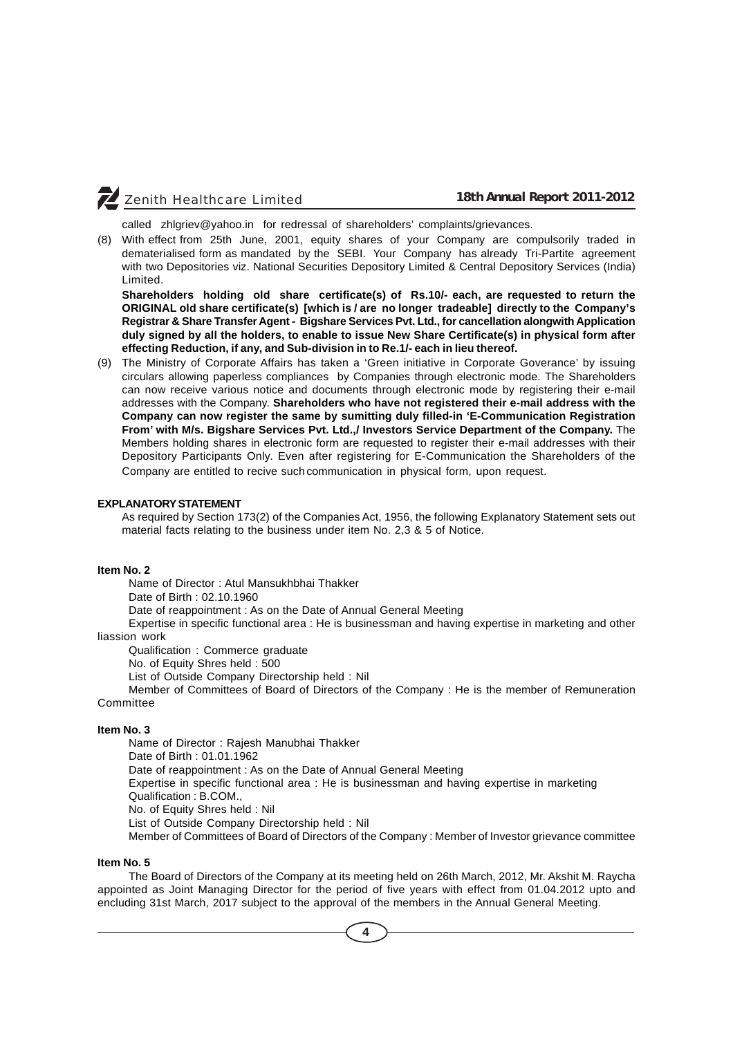called zhlgriev@yahoo.in for redressal of shareholders' complaints/grievances.

(8) With effect from 25th June, 2001, equity shares of your Company are compulsorily traded in dematerialised form as mandated by the SEBI. Your Company has already Tri-Partite agreement with two Depositories viz. National Securities Depository Limited & Central Depository Services (India) Limited.

**Shareholders holding old share certificate(s) of Rs.10/- each, are requested to return the ORIGINAL old share certificate(s) [which is / are no longer tradeable] directly to the Company's Registrar & Share Transfer Agent - Bigshare Services Pvt. Ltd., for cancellation alongwith Application duly signed by all the holders, to enable to issue New Share Certificate(s) in physical form after effecting Reduction, if any, and Sub-division in to Re.1/- each in lieu thereof.**

(9) The Ministry of Corporate Affairs has taken a 'Green initiative in Corporate Goverance' by issuing circulars allowing paperless compliances by Companies through electronic mode. The Shareholders can now receive various notice and documents through electronic mode by registering their e-mail addresses with the Company. **Shareholders who have not registered their e-mail address with the Company can now register the same by sumitting duly filled-in 'E-Communication Registration From' with M/s. Bigshare Services Pvt. Ltd.,/ Investors Service Department of the Company.** The Members holding shares in electronic form are requested to register their e-mail addresses with their Depository Participants Only. Even after registering for E-Communication the Shareholders of the Company are entitled to recive such communication in physical form, upon request.

**EXPLANATORY STATEMENT**

As required by Section 173(2) of the Companies Act, 1956, the following Explanatory Statement sets out material facts relating to the business under item No. 2,3 & 5 of Notice.

**Item No. 2**

Name of Director : Atul Mansukhbhai Thakker

Date of Birth : 02.10.1960

Date of reappointment : As on the Date of Annual General Meeting

Expertise in specific functional area : He is businessman and having expertise in marketing and other liassion work

Qualification : Commerce graduate

No. of Equity Shres held : 500

List of Outside Company Directorship held : Nil

Member of Committees of Board of Directors of the Company : He is the member of Remuneration Committee

**Item No. 3**

Name of Director : Rajesh Manubhai Thakker

Date of Birth : 01.01.1962

Date of reappointment : As on the Date of Annual General Meeting

Expertise in specific functional area : He is businessman and having expertise in marketing

Qualification : B.COM.,

No. of Equity Shres held : Nil

List of Outside Company Directorship held : Nil

Member of Committees of Board of Directors of the Company : Member of Investor grievance committee

**Item No. 5**

The Board of Directors of the Company at its meeting held on 26th March, 2012, Mr. Akshit M. Raycha appointed as Joint Managing Director for the period of five years with effect from 01.04.2012 upto and encluding 31st March, 2017 subject to the approval of the members in the Annual General Meeting.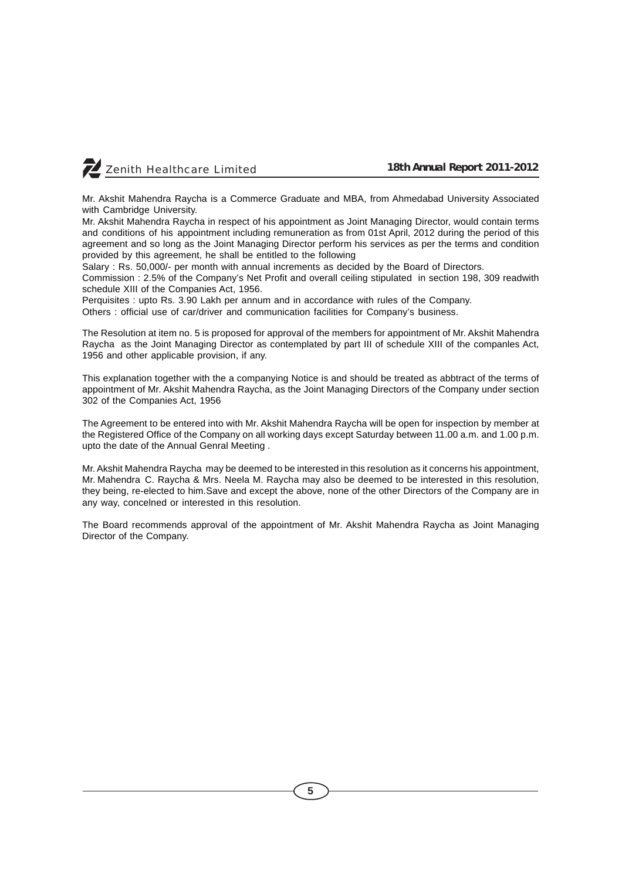Mr. Akshit Mahendra Raycha is a Commerce Graduate and MBA, from Ahmedabad University Associated with Cambridge University.

Mr. Akshit Mahendra Raycha in respect of his appointment as Joint Managing Director, would contain terms and conditions of his appointment including remuneration as from 01st April, 2012 during the period of this agreement and so long as the Joint Managing Director perform his services as per the terms and condition provided by this agreement, he shall be entitled to the following

Salary : Rs. 50,000/- per month with annual increments as decided by the Board of Directors.

Commission : 2.5% of the Company's Net Profit and overall ceiling stipulated in section 198, 309 readwith schedule XIII of the Companies Act, 1956.

Perquisites : upto Rs. 3.90 Lakh per annum and in accordance with rules of the Company.

Others : official use of car/driver and communication facilities for Company's business.

The Resolution at item no. 5 is proposed for approval of the members for appointment of Mr. Akshit Mahendra Raycha as the Joint Managing Director as contemplated by part III of schedule XIII of the companles Act, 1956 and other applicable provision, if any.

This explanation together with the a companying Notice is and should be treated as abbtract of the terms of appointment of Mr. Akshit Mahendra Raycha, as the Joint Managing Directors of the Company under section 302 of the Companies Act, 1956

The Agreement to be entered into with Mr. Akshit Mahendra Raycha will be open for inspection by member at the Registered Office of the Company on all working days except Saturday between 11.00 a.m. and 1.00 p.m. upto the date of the Annual Genral Meeting .

Mr. Akshit Mahendra Raycha may be deemed to be interested in this resolution as it concerns his appointment, Mr. Mahendra C. Raycha & Mrs. Neela M. Raycha may also be deemed to be interested in this resolution, they being, re-elected to him.Save and except the above, none of the other Directors of the Company are in any way, concelned or interested in this resolution.

The Board recommends approval of the appointment of Mr. Akshit Mahendra Raycha as Joint Managing Director of the Company.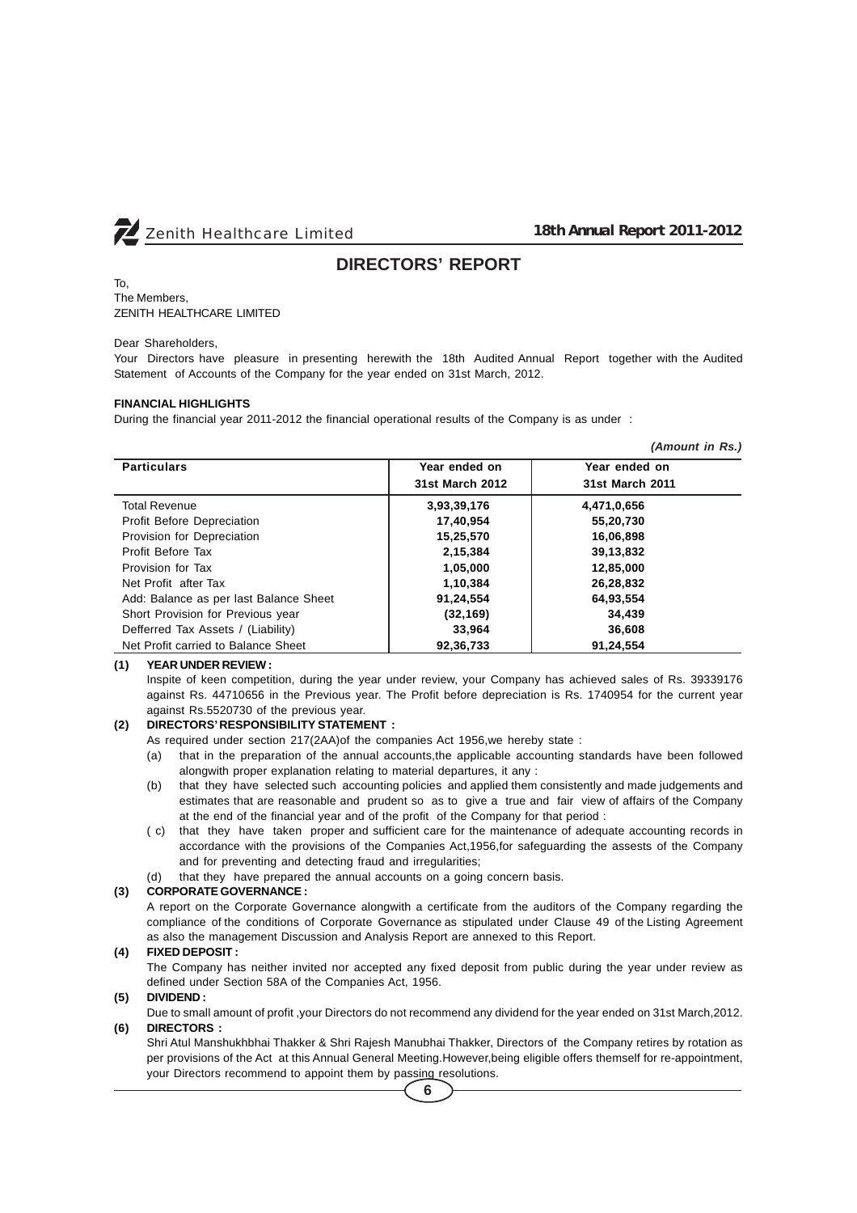# DIRECTORS' REPORT

To,
The Members,
ZENITH HEALTHCARE LIMITED

Dear Shareholders,

Your Directors have pleasure in presenting herewith the 18th Audited Annual Report together with the Audited Statement of Accounts of the Company for the year ended on 31st March, 2012.

**FINANCIAL HIGHLIGHTS**

During the financial year 2011-2012 the financial operational results of the Company is as under :

***(Amount in Rs.)***

| Particulars | Year ended on 31st March 2012 | Year ended on 31st March 2011 |
|---|---|---|
| Total Revenue | **3,93,39,176** | **4,471,0,656** |
| Profit Before Depreciation | **17,40,954** | **55,20,730** |
| Provision for Depreciation | **15,25,570** | **16,06,898** |
| Profit Before Tax | **2,15,384** | **39,13,832** |
| Provision for Tax | **1,05,000** | **12,85,000** |
| Net Profit after Tax | **1,10,384** | **26,28,832** |
| Add: Balance as per last Balance Sheet | **91,24,554** | **64,93,554** |
| Short Provision for Previous year | **(32,169)** | **34,439** |
| Defferred Tax Assets / (Liability) | **33,964** | **36,608** |
| Net Profit carried to Balance Sheet | **92,36,733** | **91,24,554** |

**(1) YEAR UNDER REVIEW :**

Inspite of keen competition, during the year under review, your Company has achieved sales of Rs. 39339176 against Rs. 44710656 in the Previous year. The Profit before depreciation is Rs. 1740954 for the current year against Rs.5520730 of the previous year.

**(2) DIRECTORS' RESPONSIBILITY STATEMENT :**

As required under section 217(2AA)of the companies Act 1956,we hereby state :

(a) that in the preparation of the annual accounts,the applicable accounting standards have been followed alongwith proper explanation relating to material departures, it any :

(b) that they have selected such accounting policies and applied them consistently and made judgements and estimates that are reasonable and prudent so as to give a true and fair view of affairs of the Company at the end of the financial year and of the profit of the Company for that period :

( c) that they have taken proper and sufficient care for the maintenance of adequate accounting records in accordance with the provisions of the Companies Act,1956,for safeguarding the assests of the Company and for preventing and detecting fraud and irregularities;

(d) that they have prepared the annual accounts on a going concern basis.

**(3) CORPORATE GOVERNANCE :**

A report on the Corporate Governance alongwith a certificate from the auditors of the Company regarding the compliance of the conditions of Corporate Governance as stipulated under Clause 49 of the Listing Agreement as also the management Discussion and Analysis Report are annexed to this Report.

**(4) FIXED DEPOSIT :**

The Company has neither invited nor accepted any fixed deposit from public during the year under review as defined under Section 58A of the Companies Act, 1956.

**(5) DIVIDEND :**

Due to small amount of profit ,your Directors do not recommend any dividend for the year ended on 31st March,2012.

**(6) DIRECTORS :**

Shri Atul Manshukhbhai Thakker & Shri Rajesh Manubhai Thakker, Directors of the Company retires by rotation as per provisions of the Act at this Annual General Meeting.However,being eligible offers themself for re-appointment, your Directors recommend to appoint them by passing resolutions.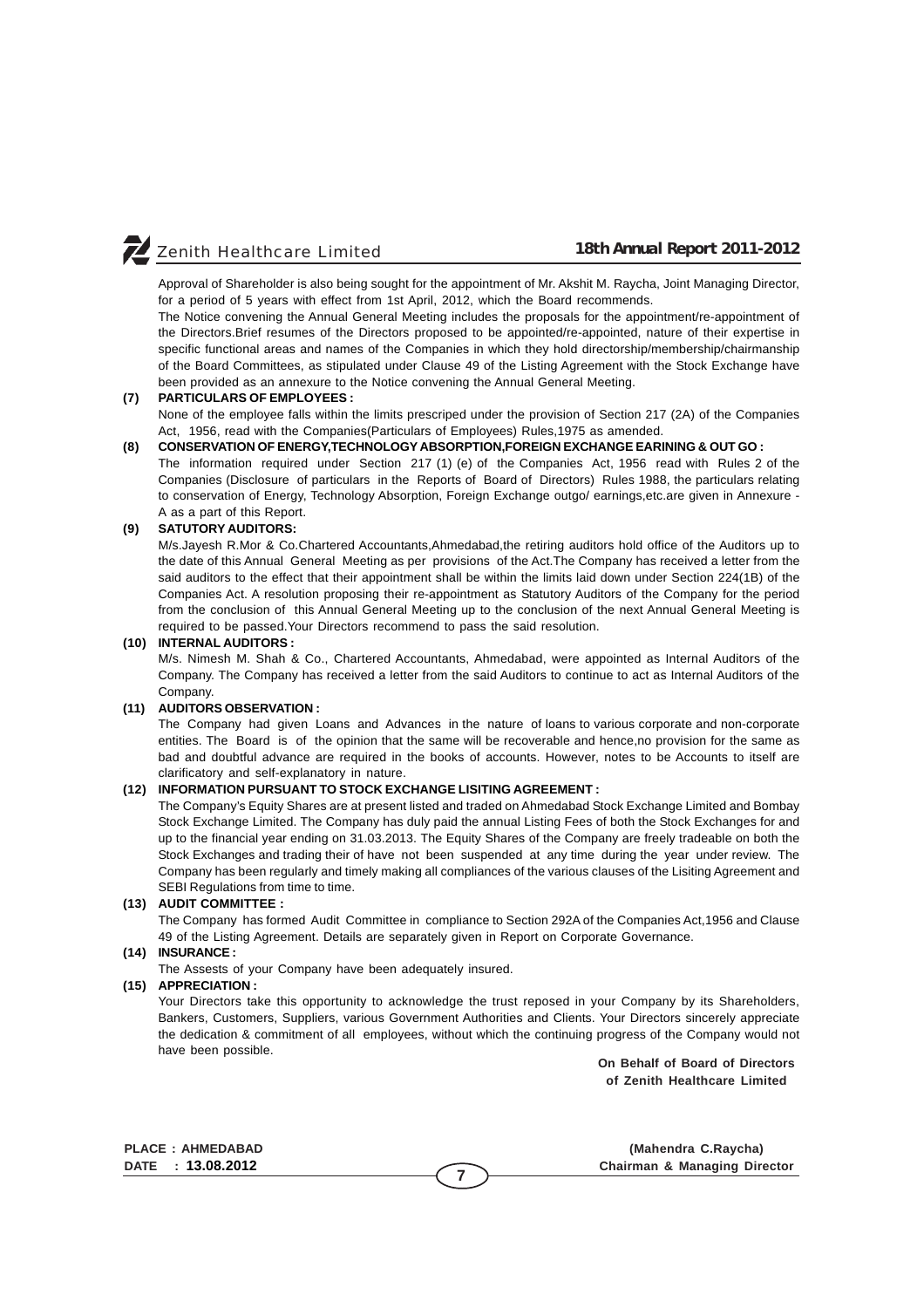Approval of Shareholder is also being sought for the appointment of Mr. Akshit M. Raycha, Joint Managing Director, for a period of 5 years with effect from 1st April, 2012, which the Board recommends.

The Notice convening the Annual General Meeting includes the proposals for the appointment/re-appointment of the Directors.Brief resumes of the Directors proposed to be appointed/re-appointed, nature of their expertise in specific functional areas and names of the Companies in which they hold directorship/membership/chairmanship of the Board Committees, as stipulated under Clause 49 of the Listing Agreement with the Stock Exchange have been provided as an annexure to the Notice convening the Annual General Meeting.

**(7) PARTICULARS OF EMPLOYEES :**

None of the employee falls within the limits prescriped under the provision of Section 217 (2A) of the Companies Act, 1956, read with the Companies(Particulars of Employees) Rules,1975 as amended.

**(8) CONSERVATION OF ENERGY,TECHNOLOGY ABSORPTION,FOREIGN EXCHANGE EARINING & OUT GO :**

The information required under Section 217 (1) (e) of the Companies Act, 1956 read with Rules 2 of the Companies (Disclosure of particulars in the Reports of Board of Directors) Rules 1988, the particulars relating to conservation of Energy, Technology Absorption, Foreign Exchange outgo/ earnings,etc.are given in Annexure - A as a part of this Report.

**(9) SATUTORY AUDITORS:**

M/s.Jayesh R.Mor & Co.Chartered Accountants,Ahmedabad,the retiring auditors hold office of the Auditors up to the date of this Annual General Meeting as per provisions of the Act.The Company has received a letter from the said auditors to the effect that their appointment shall be within the limits laid down under Section 224(1B) of the Companies Act. A resolution proposing their re-appointment as Statutory Auditors of the Company for the period from the conclusion of this Annual General Meeting up to the conclusion of the next Annual General Meeting is required to be passed.Your Directors recommend to pass the said resolution.

**(10) INTERNAL AUDITORS :**

M/s. Nimesh M. Shah & Co., Chartered Accountants, Ahmedabad, were appointed as Internal Auditors of the Company. The Company has received a letter from the said Auditors to continue to act as Internal Auditors of the Company.

**(11) AUDITORS OBSERVATION :**

The Company had given Loans and Advances in the nature of loans to various corporate and non-corporate entities. The Board is of the opinion that the same will be recoverable and hence,no provision for the same as bad and doubtful advance are required in the books of accounts. However, notes to be Accounts to itself are clarificatory and self-explanatory in nature.

**(12) INFORMATION PURSUANT TO STOCK EXCHANGE LISITING AGREEMENT :**

The Company's Equity Shares are at present listed and traded on Ahmedabad Stock Exchange Limited and Bombay Stock Exchange Limited. The Company has duly paid the annual Listing Fees of both the Stock Exchanges for and up to the financial year ending on 31.03.2013. The Equity Shares of the Company are freely tradeable on both the Stock Exchanges and trading their of have not been suspended at any time during the year under review. The Company has been regularly and timely making all compliances of the various clauses of the Lisiting Agreement and SEBI Regulations from time to time.

**(13) AUDIT COMMITTEE :**

The Company has formed Audit Committee in compliance to Section 292A of the Companies Act,1956 and Clause 49 of the Listing Agreement. Details are separately given in Report on Corporate Governance.

**(14) INSURANCE :**

The Assests of your Company have been adequately insured.

**(15) APPRECIATION :**

Your Directors take this opportunity to acknowledge the trust reposed in your Company by its Shareholders, Bankers, Customers, Suppliers, various Government Authorities and Clients. Your Directors sincerely appreciate the dedication & commitment of all employees, without which the continuing progress of the Company would not have been possible.

**On Behalf of Board of Directors**
**of Zenith Healthcare Limited**

**PLACE : AHMEDABAD**
**DATE : 13.08.2012**

**(Mahendra C.Raycha)**
**Chairman & Managing Director**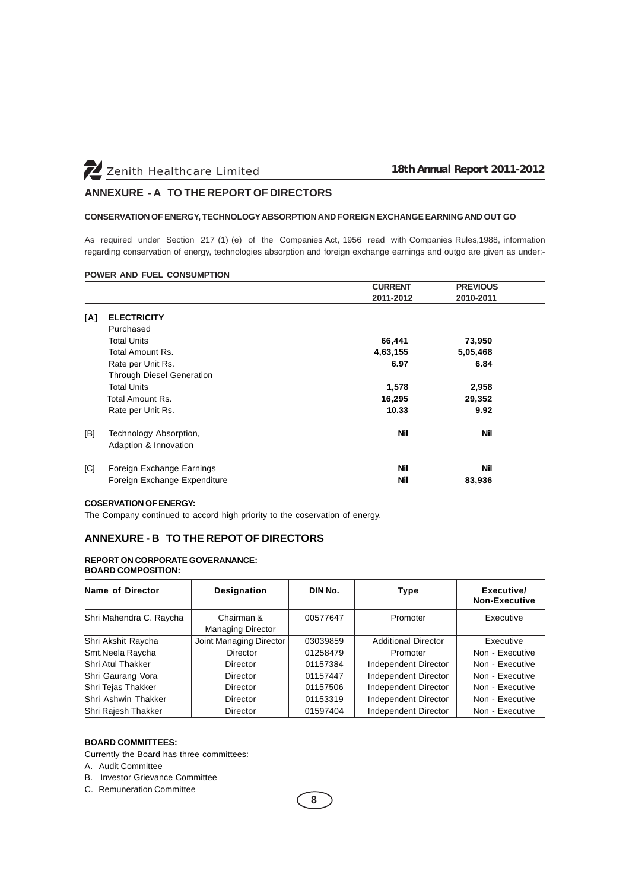## ANNEXURE - A TO THE REPORT OF DIRECTORS

### CONSERVATION OF ENERGY, TECHNOLOGY ABSORPTION AND FOREIGN EXCHANGE EARNING AND OUT GO

As required under Section 217 (1) (e) of the Companies Act, 1956 read with Companies Rules,1988, information regarding conservation of energy, technologies absorption and foreign exchange earnings and outgo are given as under:-

**POWER AND FUEL CONSUMPTION**

| | | CURRENT 2011-2012 | PREVIOUS 2010-2011 |
|---|---|---|---|
| [A] | **ELECTRICITY** | | |
| | Purchased | | |
| | Total Units | **66,441** | **73,950** |
| | Total Amount Rs. | **4,63,155** | **5,05,468** |
| | Rate per Unit Rs. | **6.97** | **6.84** |
| | Through Diesel Generation | | |
| | Total Units | **1,578** | **2,958** |
| | Total Amount Rs. | **16,295** | **29,352** |
| | Rate per Unit Rs. | **10.33** | **9.92** |
| [B] | Technology Absorption, Adaption & Innovation | **Nil** | **Nil** |
| [C] | Foreign Exchange Earnings | **Nil** | **Nil** |
| | Foreign Exchange Expenditure | **Nil** | **83,936** |

**COSERVATION OF ENERGY:**

The Company continued to accord high priority to the coservation of energy.

## ANNEXURE - B TO THE REPOT OF DIRECTORS

**REPORT ON CORPORATE GOVERANANCE:**
**BOARD COMPOSITION:**

| Name of Director | Designation | DIN No. | Type | Executive/ Non-Executive |
|---|---|---|---|---|
| Shri Mahendra C. Raycha | Chairman & Managing Director | 00577647 | Promoter | Executive |
| Shri Akshit Raycha | Joint Managing Director | 03039859 | Additional Director | Executive |
| Smt.Neela Raycha | Director | 01258479 | Promoter | Non - Executive |
| Shri Atul Thakker | Director | 01157384 | Independent Director | Non - Executive |
| Shri Gaurang Vora | Director | 01157447 | Independent Director | Non - Executive |
| Shri Tejas Thakker | Director | 01157506 | Independent Director | Non - Executive |
| Shri Ashwin Thakker | Director | 01153319 | Independent Director | Non - Executive |
| Shri Rajesh Thakker | Director | 01597404 | Independent Director | Non - Executive |

**BOARD COMMITTEES:**

Currently the Board has three committees:

A. Audit Committee
B. Investor Grievance Committee
C. Remuneration Committee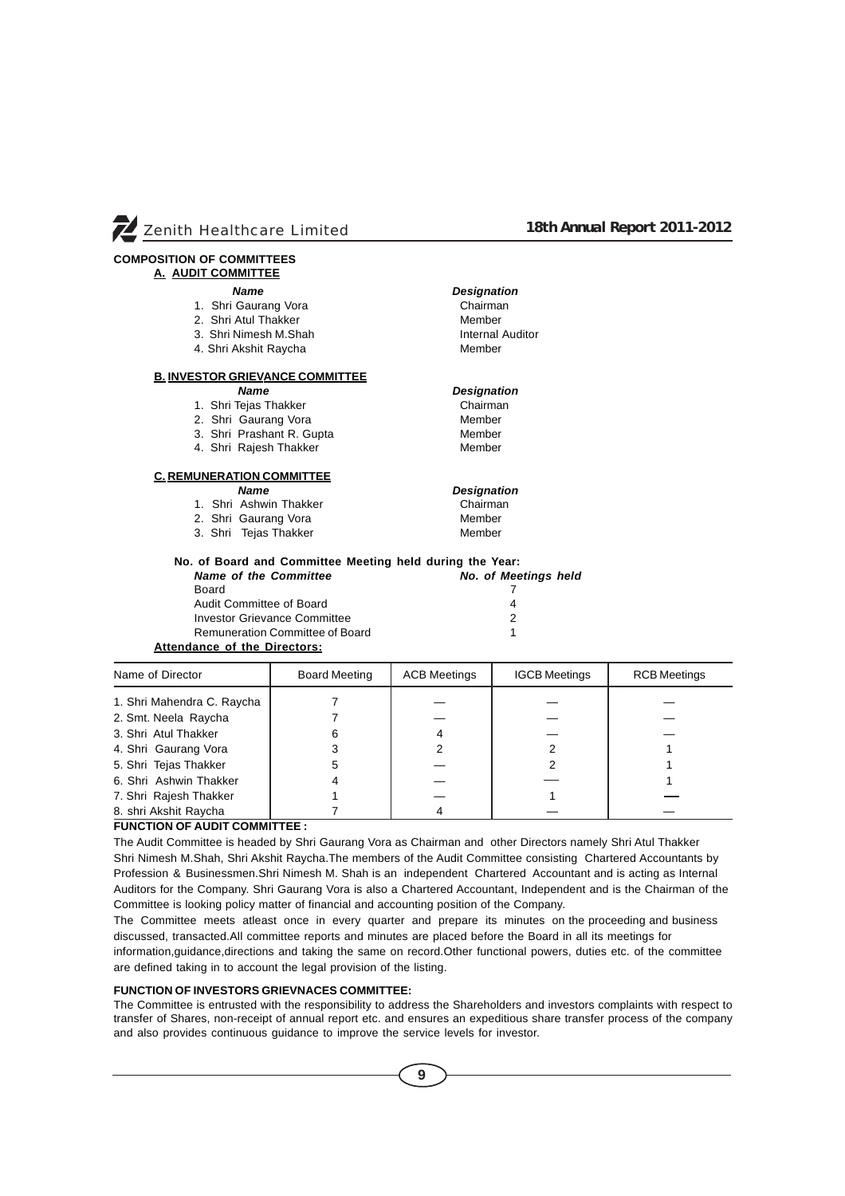## COMPOSITION OF COMMITTEES

### A. AUDIT COMMITTEE

| *Name* | *Designation* |
|---|---|
| 1. Shri Gaurang Vora | Chairman |
| 2. Shri Atul Thakker | Member |
| 3. Shri Nimesh M.Shah | Internal Auditor |
| 4. Shri Akshit Raycha | Member |

### B. INVESTOR GRIEVANCE COMMITTEE

| *Name* | *Designation* |
|---|---|
| 1. Shri Tejas Thakker | Chairman |
| 2. Shri Gaurang Vora | Member |
| 3. Shri Prashant R. Gupta | Member |
| 4. Shri Rajesh Thakker | Member |

### C. REMUNERATION COMMITTEE

| *Name* | *Designation* |
|---|---|
| 1. Shri Ashwin Thakker | Chairman |
| 2. Shri Gaurang Vora | Member |
| 3. Shri Tejas Thakker | Member |

**No. of Board and Committee Meeting held during the Year:**

| *Name of the Committee* | *No. of Meetings held* |
|---|---|
| Board | 7 |
| Audit Committee of Board | 4 |
| Investor Grievance Committee | 2 |
| Remuneration Committee of Board | 1 |

**Attendance of the Directors:**

| Name of Director | Board Meeting | ACB Meetings | IGCB Meetings | RCB Meetings |
|---|---|---|---|---|
| 1. Shri Mahendra C. Raycha | 7 | — | — | — |
| 2. Smt. Neela Raycha | 7 | — | — | — |
| 3. Shri Atul Thakker | 6 | 4 | — | — |
| 4. Shri Gaurang Vora | 3 | 2 | 2 | 1 |
| 5. Shri Tejas Thakker | 5 | — | 2 | 1 |
| 6. Shri Ashwin Thakker | 4 | — | — | 1 |
| 7. Shri Rajesh Thakker | 1 | — | 1 | — |
| 8. shri Akshit Raycha | 7 | 4 | — | — |

**FUNCTION OF AUDIT COMMITTEE :**

The Audit Committee is headed by Shri Gaurang Vora as Chairman and other Directors namely Shri Atul Thakker Shri Nimesh M.Shah, Shri Akshit Raycha.The members of the Audit Committee consisting Chartered Accountants by Profession & Businessmen.Shri Nimesh M. Shah is an independent Chartered Accountant and is acting as Internal Auditors for the Company. Shri Gaurang Vora is also a Chartered Accountant, Independent and is the Chairman of the Committee is looking policy matter of financial and accounting position of the Company.

The Committee meets atleast once in every quarter and prepare its minutes on the proceeding and business discussed, transacted.All committee reports and minutes are placed before the Board in all its meetings for information,guidance,directions and taking the same on record.Other functional powers, duties etc. of the committee are defined taking in to account the legal provision of the listing.

**FUNCTION OF INVESTORS GRIEVNACES COMMITTEE:**

The Committee is entrusted with the responsibility to address the Shareholders and investors complaints with respect to transfer of Shares, non-receipt of annual report etc. and ensures an expeditious share transfer process of the company and also provides continuous guidance to improve the service levels for investor.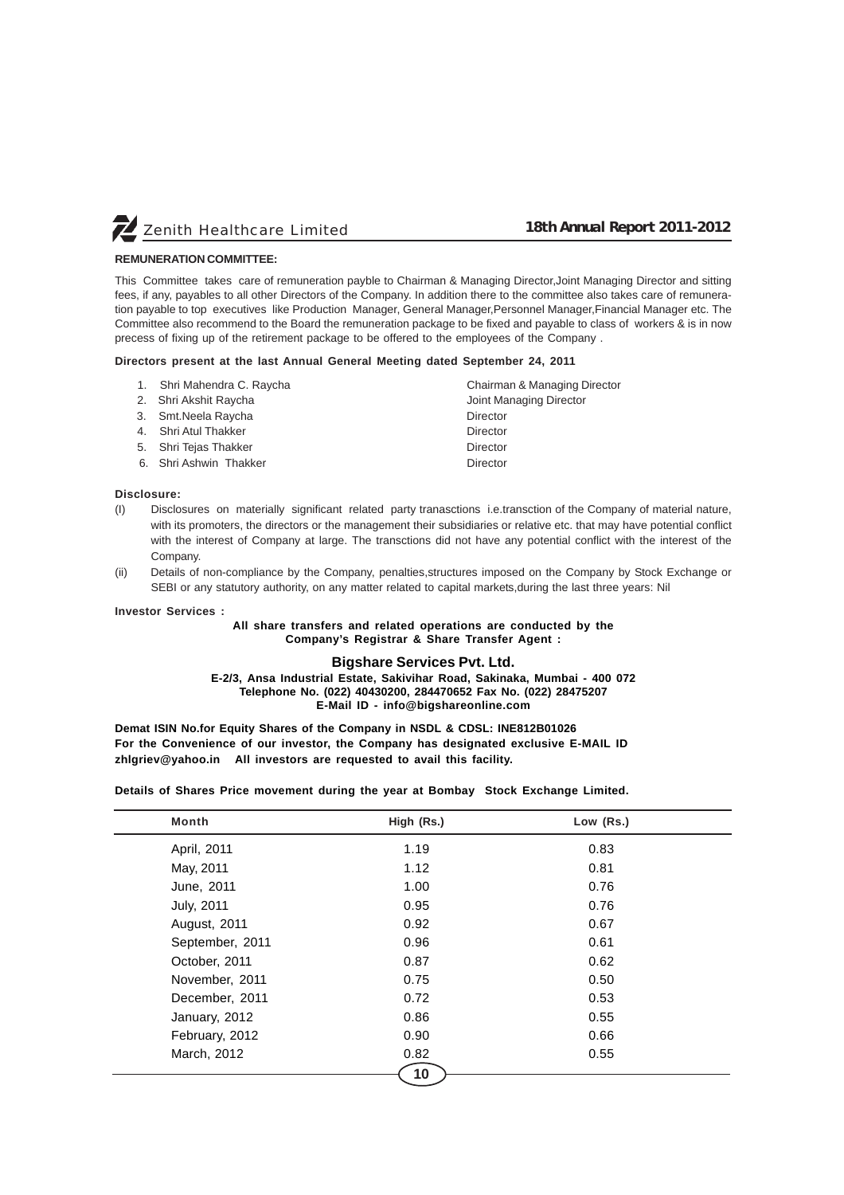**REMUNERATION COMMITTEE:**

This Committee takes care of remuneration payble to Chairman & Managing Director,Joint Managing Director and sitting fees, if any, payables to all other Directors of the Company. In addition there to the committee also takes care of remuneration payable to top executives like Production Manager, General Manager,Personnel Manager,Financial Manager etc. The Committee also recommend to the Board the remuneration package to be fixed and payable to class of workers & is in now precess of fixing up of the retirement package to be offered to the employees of the Company .

**Directors present at the last Annual General Meeting dated September 24, 2011**

| | | |
|---|---|---|
| 1. | Shri Mahendra C. Raycha | Chairman & Managing Director |
| 2. | Shri Akshit Raycha | Joint Managing Director |
| 3. | Smt.Neela Raycha | Director |
| 4. | Shri Atul Thakker | Director |
| 5. | Shri Tejas Thakker | Director |
| 6. | Shri Ashwin Thakker | Director |

**Disclosure:**

(I) Disclosures on materially significant related party tranasctions i.e.transction of the Company of material nature, with its promoters, the directors or the management their subsidiaries or relative etc. that may have potential conflict with the interest of Company at large. The transctions did not have any potential conflict with the interest of the Company.

(ii) Details of non-compliance by the Company, penalties,structures imposed on the Company by Stock Exchange or SEBI or any statutory authority, on any matter related to capital markets,during the last three years: Nil

**Investor Services :**

**All share transfers and related operations are conducted by the Company's Registrar & Share Transfer Agent :**

**Bigshare Services Pvt. Ltd.**
**E-2/3, Ansa Industrial Estate, Sakivihar Road, Sakinaka, Mumbai - 400 072**
**Telephone No. (022) 40430200, 284470652 Fax No. (022) 28475207**
**E-Mail ID - info@bigshareonline.com**

**Demat ISIN No.for Equity Shares of the Company in NSDL & CDSL: INE812B01026**
**For the Convenience of our investor, the Company has designated exclusive E-MAIL ID zhlgriev@yahoo.in All investors are requested to avail this facility.**

**Details of Shares Price movement during the year at Bombay Stock Exchange Limited.**

| Month | High (Rs.) | Low (Rs.) |
|---|---|---|
| April, 2011 | 1.19 | 0.83 |
| May, 2011 | 1.12 | 0.81 |
| June, 2011 | 1.00 | 0.76 |
| July, 2011 | 0.95 | 0.76 |
| August, 2011 | 0.92 | 0.67 |
| September, 2011 | 0.96 | 0.61 |
| October, 2011 | 0.87 | 0.62 |
| November, 2011 | 0.75 | 0.50 |
| December, 2011 | 0.72 | 0.53 |
| January, 2012 | 0.86 | 0.55 |
| February, 2012 | 0.90 | 0.66 |
| March, 2012 | 0.82 | 0.55 |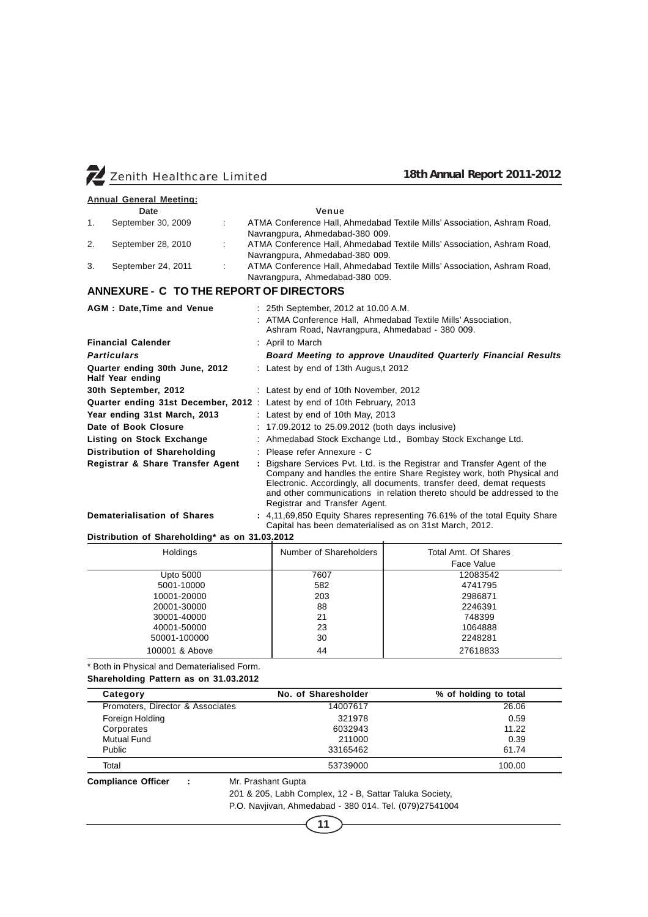**Annual General Meeting:**

| | Date | | Venue |
|---|---|---|---|
| 1. | September 30, 2009 | : | ATMA Conference Hall, Ahmedabad Textile Mills' Association, Ashram Road, Navrangpura, Ahmedabad-380 009. |
| 2. | September 28, 2010 | : | ATMA Conference Hall, Ahmedabad Textile Mills' Association, Ashram Road, Navrangpura, Ahmedabad-380 009. |
| 3. | September 24, 2011 | : | ATMA Conference Hall, Ahmedabad Textile Mills' Association, Ashram Road, Navrangpura, Ahmedabad-380 009. |

## ANNEXURE - C TO THE REPORT OF DIRECTORS

**AGM : Date,Time and Venue** : 25th September, 2012 at 10.00 A.M.
: ATMA Conference Hall, Ahmedabad Textile Mills' Association, Ashram Road, Navrangpura, Ahmedabad - 380 009.

**Financial Calender** : April to March

***Particulars*** ***Board Meeting to approve Unaudited Quarterly Financial Results***

**Quarter ending 30th June, 2012** : Latest by end of 13th Augus,t 2012

**Half Year ending**
**30th September, 2012** : Latest by end of 10th November, 2012

**Quarter ending 31st December, 2012** : Latest by end of 10th February, 2013

**Year ending 31st March, 2013** : Latest by end of 10th May, 2013

**Date of Book Closure** : 17.09.2012 to 25.09.2012 (both days inclusive)

**Listing on Stock Exchange** : Ahmedabad Stock Exchange Ltd., Bombay Stock Exchange Ltd.

**Distribution of Shareholding** : Please refer Annexure - C

**Registrar & Share Transfer Agent** : Bigshare Services Pvt. Ltd. is the Registrar and Transfer Agent of the Company and handles the entire Share Registey work, both Physical and Electronic. Accordingly, all documents, transfer deed, demat requests and other communications in relation thereto should be addressed to the Registrar and Transfer Agent.

**Dematerialisation of Shares** : 4,11,69,850 Equity Shares representing 76.61% of the total Equity Share Capital has been dematerialised as on 31st March, 2012.

**Distribution of Shareholding* as on 31.03.2012**

| Holdings | Number of Shareholders | Total Amt. Of Shares Face Value |
|---|---|---|
| Upto 5000 | 7607 | 12083542 |
| 5001-10000 | 582 | 4741795 |
| 10001-20000 | 203 | 2986871 |
| 20001-30000 | 88 | 2246391 |
| 30001-40000 | 21 | 748399 |
| 40001-50000 | 23 | 1064888 |
| 50001-100000 | 30 | 2248281 |
| 100001 & Above | 44 | 27618833 |

* Both in Physical and Dematerialised Form.

**Shareholding Pattern as on 31.03.2012**

| Category | No. of Sharesholder | % of holding to total |
|---|---|---|
| Promoters, Director & Associates | 14007617 | 26.06 |
| Foreign Holding | 321978 | 0.59 |
| Corporates | 6032943 | 11.22 |
| Mutual Fund | 211000 | 0.39 |
| Public | 33165462 | 61.74 |
| Total | 53739000 | 100.00 |

**Compliance Officer** : Mr. Prashant Gupta
201 & 205, Labh Complex, 12 - B, Sattar Taluka Society,
P.O. Navjivan, Ahmedabad - 380 014. Tel. (079)27541004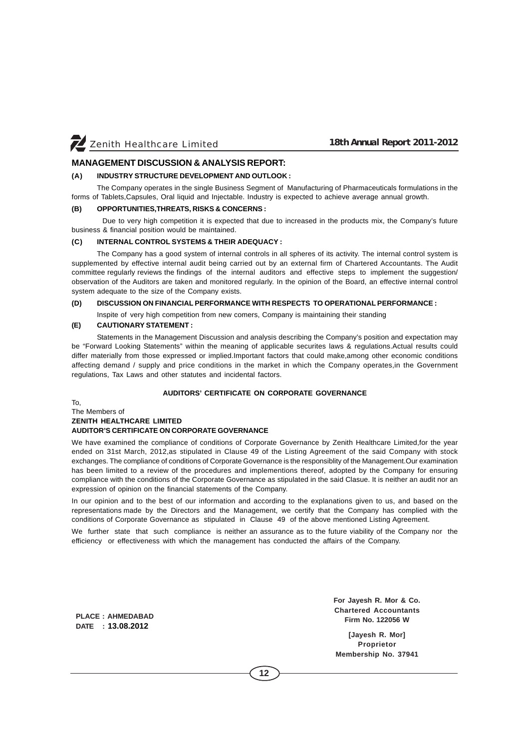## MANAGEMENT DISCUSSION & ANALYSIS REPORT:

### (A) INDUSTRY STRUCTURE DEVELOPMENT AND OUTLOOK :

The Company operates in the single Business Segment of Manufacturing of Pharmaceuticals formulations in the forms of Tablets,Capsules, Oral liquid and Injectable. Industry is expected to achieve average annual growth.

### (B) OPPORTUNITIES,THREATS, RISKS & CONCERNS :

Due to very high competition it is expected that due to increased in the products mix, the Company's future business & financial position would be maintained.

### (C) INTERNAL CONTROL SYSTEMS & THEIR ADEQUACY :

The Company has a good system of internal controls in all spheres of its activity. The internal control system is supplemented by effective internal audit being carried out by an external firm of Chartered Accountants. The Audit committee regularly reviews the findings of the internal auditors and effective steps to implement the suggestion/ observation of the Auditors are taken and monitored regularly. In the opinion of the Board, an effective internal control system adequate to the size of the Company exists.

### (D) DISCUSSION ON FINANCIAL PERFORMANCE WITH RESPECTS TO OPERATIONAL PERFORMANCE :

Inspite of very high competition from new comers, Company is maintaining their standing

### (E) CAUTIONARY STATEMENT :

Statements in the Management Discussion and analysis describing the Company's position and expectation may be "Forward Looking Statements" within the meaning of applicable securites laws & regulations.Actual results could differ materially from those expressed or implied.Important factors that could make,among other economic conditions affecting demand / supply and price conditions in the market in which the Company operates,in the Government regulations, Tax Laws and other statutes and incidental factors.

## AUDITORS' CERTIFICATE ON CORPORATE GOVERNANCE

To,
The Members of
**ZENITH HEALTHCARE LIMITED**
**AUDITOR'S CERTIFICATE ON CORPORATE GOVERNANCE**

We have examined the compliance of conditions of Corporate Governance by Zenith Healthcare Limited,for the year ended on 31st March, 2012,as stipulated in Clause 49 of the Listing Agreement of the said Company with stock exchanges. The compliance of conditions of Corporate Governance is the responsiblity of the Management.Our examination has been limited to a review of the procedures and implementions thereof, adopted by the Company for ensuring compliance with the conditions of the Corporate Governance as stipulated in the said Clasue. It is neither an audit nor an expression of opinion on the financial statements of the Company.

In our opinion and to the best of our information and according to the explanations given to us, and based on the representations made by the Directors and the Management, we certify that the Company has complied with the conditions of Corporate Governance as stipulated in Clause 49 of the above mentioned Listing Agreement.

We further state that such compliance is neither an assurance as to the future viability of the Company nor the efficiency or effectiveness with which the management has conducted the affairs of the Company.

**PLACE : AHMEDABAD**
**DATE : 13.08.2012**

**For Jayesh R. Mor & Co.**
**Chartered Accountants**
**Firm No. 122056 W**

**[Jayesh R. Mor]**
**Proprietor**
**Membership No. 37941**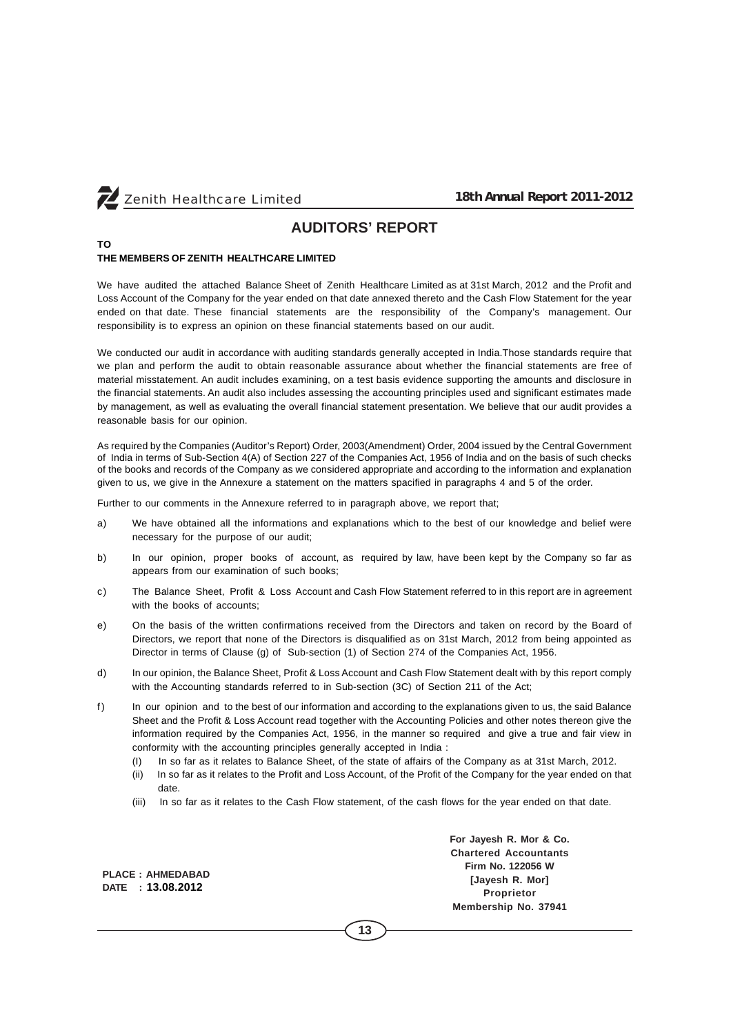# AUDITORS' REPORT

**TO**
**THE MEMBERS OF ZENITH HEALTHCARE LIMITED**

We have audited the attached Balance Sheet of Zenith Healthcare Limited as at 31st March, 2012 and the Profit and Loss Account of the Company for the year ended on that date annexed thereto and the Cash Flow Statement for the year ended on that date. These financial statements are the responsibility of the Company's management. Our responsibility is to express an opinion on these financial statements based on our audit.

We conducted our audit in accordance with auditing standards generally accepted in India.Those standards require that we plan and perform the audit to obtain reasonable assurance about whether the financial statements are free of material misstatement. An audit includes examining, on a test basis evidence supporting the amounts and disclosure in the financial statements. An audit also includes assessing the accounting principles used and significant estimates made by management, as well as evaluating the overall financial statement presentation. We believe that our audit provides a reasonable basis for our opinion.

As required by the Companies (Auditor's Report) Order, 2003(Amendment) Order, 2004 issued by the Central Government of India in terms of Sub-Section 4(A) of Section 227 of the Companies Act, 1956 of India and on the basis of such checks of the books and records of the Company as we considered appropriate and according to the information and explanation given to us, we give in the Annexure a statement on the matters spacified in paragraphs 4 and 5 of the order.

Further to our comments in the Annexure referred to in paragraph above, we report that;

a) We have obtained all the informations and explanations which to the best of our knowledge and belief were necessary for the purpose of our audit;

b) In our opinion, proper books of account, as required by law, have been kept by the Company so far as appears from our examination of such books;

c) The Balance Sheet, Profit & Loss Account and Cash Flow Statement referred to in this report are in agreement with the books of accounts;

e) On the basis of the written confirmations received from the Directors and taken on record by the Board of Directors, we report that none of the Directors is disqualified as on 31st March, 2012 from being appointed as Director in terms of Clause (g) of Sub-section (1) of Section 274 of the Companies Act, 1956.

d) In our opinion, the Balance Sheet, Profit & Loss Account and Cash Flow Statement dealt with by this report comply with the Accounting standards referred to in Sub-section (3C) of Section 211 of the Act;

f) In our opinion and to the best of our information and according to the explanations given to us, the said Balance Sheet and the Profit & Loss Account read together with the Accounting Policies and other notes thereon give the information required by the Companies Act, 1956, in the manner so required and give a true and fair view in conformity with the accounting principles generally accepted in India :

   (I) In so far as it relates to Balance Sheet, of the state of affairs of the Company as at 31st March, 2012.

   (ii) In so far as it relates to the Profit and Loss Account, of the Profit of the Company for the year ended on that date.

   (iii) In so far as it relates to the Cash Flow statement, of the cash flows for the year ended on that date.

**PLACE : AHMEDABAD**
**DATE : 13.08.2012**

**For Jayesh R. Mor & Co.**
**Chartered Accountants**
**Firm No. 122056 W**
**[Jayesh R. Mor]**
**Proprietor**
**Membership No. 37941**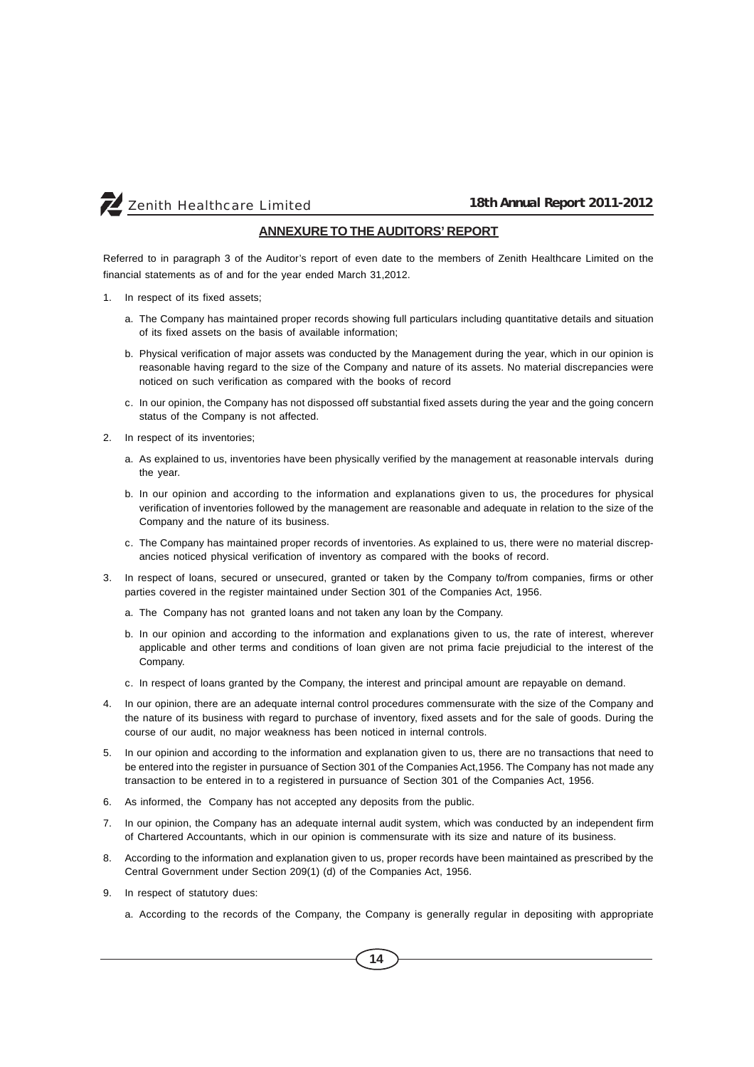## ANNEXURE TO THE AUDITORS' REPORT

Referred to in paragraph 3 of the Auditor's report of even date to the members of Zenith Healthcare Limited on the financial statements as of and for the year ended March 31,2012.

1. In respect of its fixed assets;

   a. The Company has maintained proper records showing full particulars including quantitative details and situation of its fixed assets on the basis of available information;

   b. Physical verification of major assets was conducted by the Management during the year, which in our opinion is reasonable having regard to the size of the Company and nature of its assets. No material discrepancies were noticed on such verification as compared with the books of record

   c. In our opinion, the Company has not dispossed off substantial fixed assets during the year and the going concern status of the Company is not affected.

2. In respect of its inventories;

   a. As explained to us, inventories have been physically verified by the management at reasonable intervals during the year.

   b. In our opinion and according to the information and explanations given to us, the procedures for physical verification of inventories followed by the management are reasonable and adequate in relation to the size of the Company and the nature of its business.

   c. The Company has maintained proper records of inventories. As explained to us, there were no material discrepancies noticed physical verification of inventory as compared with the books of record.

3. In respect of loans, secured or unsecured, granted or taken by the Company to/from companies, firms or other parties covered in the register maintained under Section 301 of the Companies Act, 1956.

   a. The Company has not granted loans and not taken any loan by the Company.

   b. In our opinion and according to the information and explanations given to us, the rate of interest, wherever applicable and other terms and conditions of loan given are not prima facie prejudicial to the interest of the Company.

   c. In respect of loans granted by the Company, the interest and principal amount are repayable on demand.

4. In our opinion, there are an adequate internal control procedures commensurate with the size of the Company and the nature of its business with regard to purchase of inventory, fixed assets and for the sale of goods. During the course of our audit, no major weakness has been noticed in internal controls.

5. In our opinion and according to the information and explanation given to us, there are no transactions that need to be entered into the register in pursuance of Section 301 of the Companies Act,1956. The Company has not made any transaction to be entered in to a registered in pursuance of Section 301 of the Companies Act, 1956.

6. As informed, the Company has not accepted any deposits from the public.

7. In our opinion, the Company has an adequate internal audit system, which was conducted by an independent firm of Chartered Accountants, which in our opinion is commensurate with its size and nature of its business.

8. According to the information and explanation given to us, proper records have been maintained as prescribed by the Central Government under Section 209(1) (d) of the Companies Act, 1956.

9. In respect of statutory dues:

   a. According to the records of the Company, the Company is generally regular in depositing with appropriate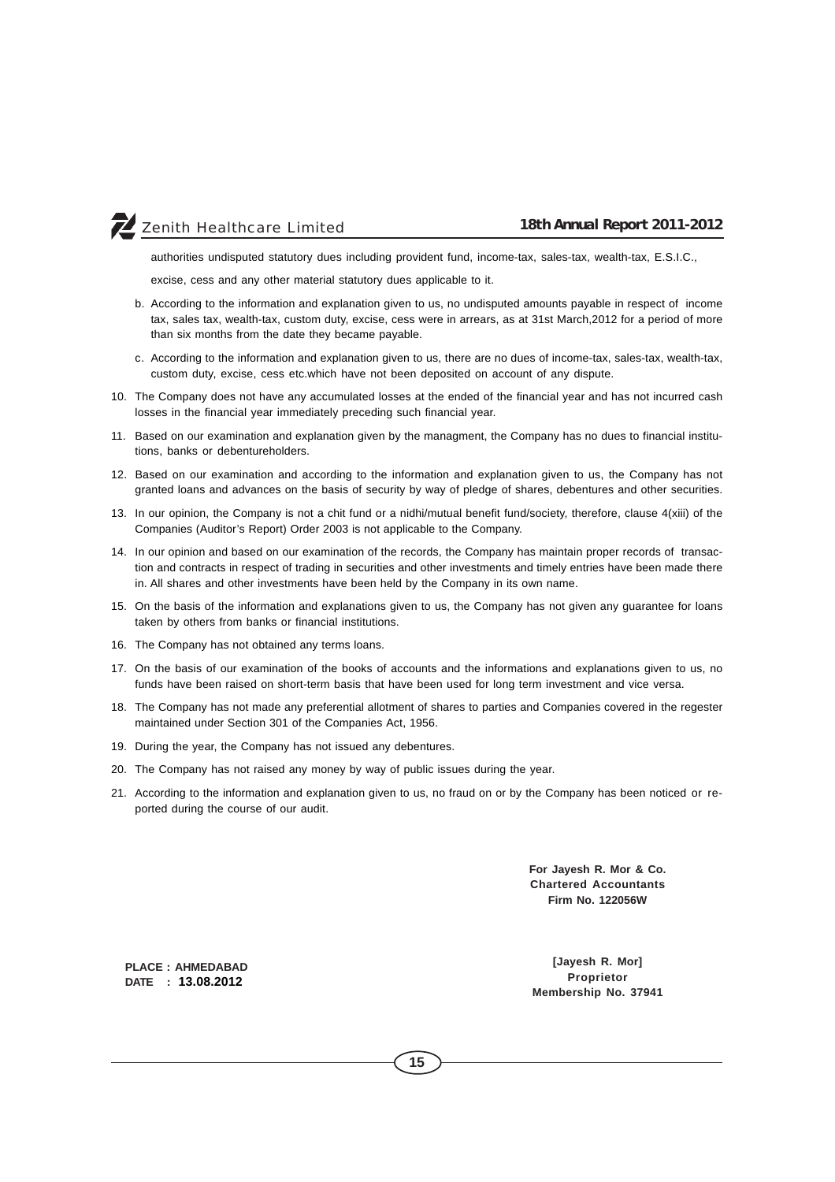authorities undisputed statutory dues including provident fund, income-tax, sales-tax, wealth-tax, E.S.I.C., excise, cess and any other material statutory dues applicable to it.

b. According to the information and explanation given to us, no undisputed amounts payable in respect of income tax, sales tax, wealth-tax, custom duty, excise, cess were in arrears, as at 31st March,2012 for a period of more than six months from the date they became payable.

c. According to the information and explanation given to us, there are no dues of income-tax, sales-tax, wealth-tax, custom duty, excise, cess etc.which have not been deposited on account of any dispute.

10. The Company does not have any accumulated losses at the ended of the financial year and has not incurred cash losses in the financial year immediately preceding such financial year.

11. Based on our examination and explanation given by the managment, the Company has no dues to financial institutions, banks or debentureholders.

12. Based on our examination and according to the information and explanation given to us, the Company has not granted loans and advances on the basis of security by way of pledge of shares, debentures and other securities.

13. In our opinion, the Company is not a chit fund or a nidhi/mutual benefit fund/society, therefore, clause 4(xiii) of the Companies (Auditor's Report) Order 2003 is not applicable to the Company.

14. In our opinion and based on our examination of the records, the Company has maintain proper records of transaction and contracts in respect of trading in securities and other investments and timely entries have been made there in. All shares and other investments have been held by the Company in its own name.

15. On the basis of the information and explanations given to us, the Company has not given any guarantee for loans taken by others from banks or financial institutions.

16. The Company has not obtained any terms loans.

17. On the basis of our examination of the books of accounts and the informations and explanations given to us, no funds have been raised on short-term basis that have been used for long term investment and vice versa.

18. The Company has not made any preferential allotment of shares to parties and Companies covered in the regester maintained under Section 301 of the Companies Act, 1956.

19. During the year, the Company has not issued any debentures.

20. The Company has not raised any money by way of public issues during the year.

21. According to the information and explanation given to us, no fraud on or by the Company has been noticed or reported during the course of our audit.

**For Jayesh R. Mor & Co.**
**Chartered Accountants**
**Firm No. 122056W**

**PLACE : AHMEDABAD**
**DATE : 13.08.2012**

**[Jayesh R. Mor]**
**Proprietor**
**Membership No. 37941**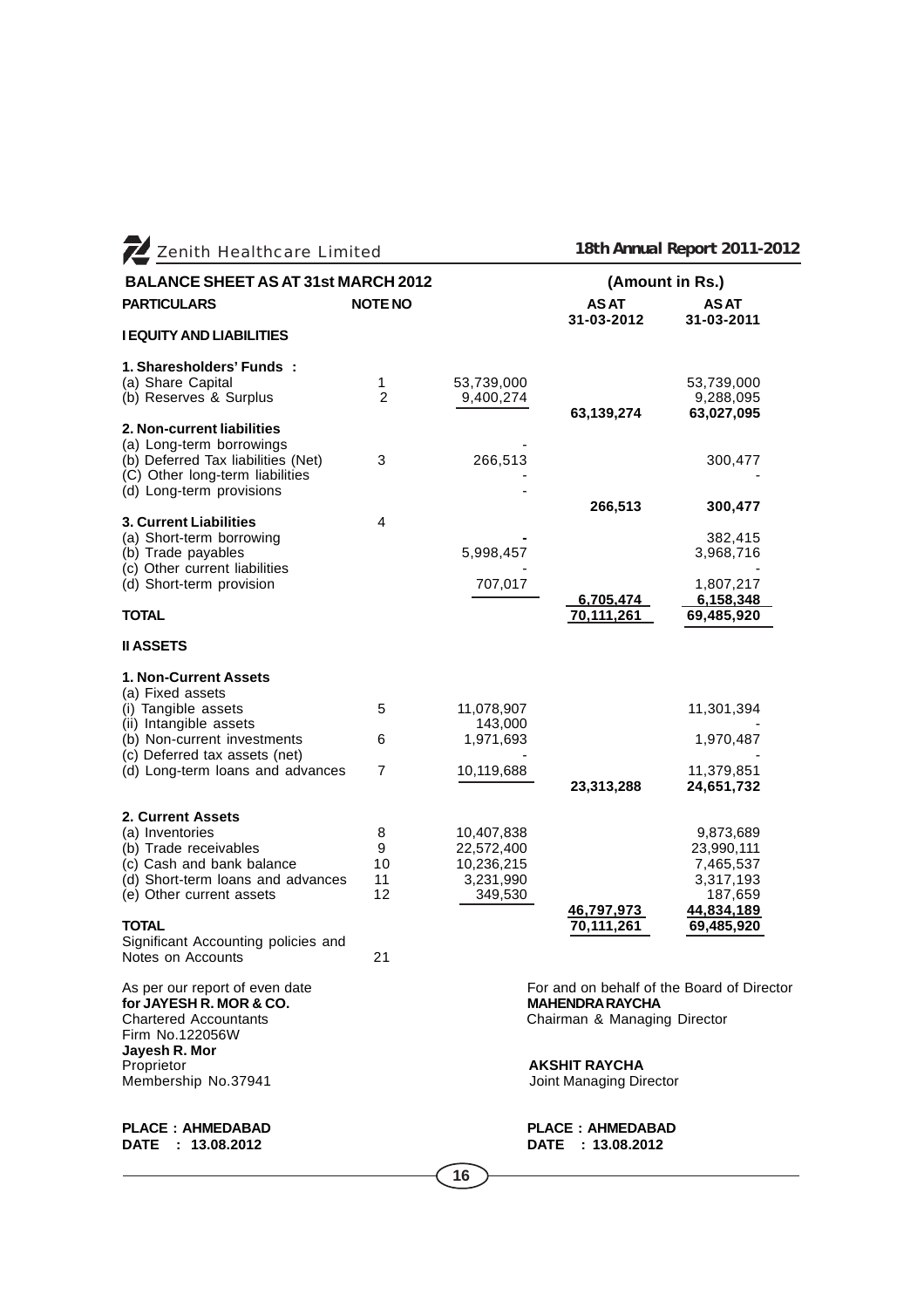## BALANCE SHEET AS AT 31st MARCH 2012

(Amount in Rs.)

| PARTICULARS | NOTE NO | | AS AT 31-03-2012 | AS AT 31-03-2011 |
|---|---|---|---|---|
| **I EQUITY AND LIABILITIES** | | | | |
| **1. Sharesholders' Funds :** | | | | |
| (a) Share Capital | 1 | 53,739,000 | | 53,739,000 |
| (b) Reserves & Surplus | 2 | 9,400,274 | | 9,288,095 |
| | | | 63,139,274 | 63,027,095 |
| **2. Non-current liabilities** | | | | |
| (a) Long-term borrowings | | - | | |
| (b) Deferred Tax liabilities (Net) | 3 | 266,513 | | 300,477 |
| (C) Other long-term liabilities | | - | | - |
| (d) Long-term provisions | | - | | |
| | | | 266,513 | 300,477 |
| **3. Current Liabilities** | 4 | | | |
| (a) Short-term borrowing | | - | | 382,415 |
| (b) Trade payables | | 5,998,457 | | 3,968,716 |
| (c) Other current liabilities | | - | | - |
| (d) Short-term provision | | 707,017 | | 1,807,217 |
| | | | 6,705,474 | 6,158,348 |
| **TOTAL** | | | 70,111,261 | 69,485,920 |
| **II ASSETS** | | | | |
| **1. Non-Current Assets** | | | | |
| (a) Fixed assets | | | | |
| (i) Tangible assets | 5 | 11,078,907 | | 11,301,394 |
| (ii) Intangible assets | | 143,000 | | - |
| (b) Non-current investments | 6 | 1,971,693 | | 1,970,487 |
| (c) Deferred tax assets (net) | | - | | - |
| (d) Long-term loans and advances | 7 | 10,119,688 | | 11,379,851 |
| | | | 23,313,288 | 24,651,732 |
| **2. Current Assets** | | | | |
| (a) Inventories | 8 | 10,407,838 | | 9,873,689 |
| (b) Trade receivables | 9 | 22,572,400 | | 23,990,111 |
| (c) Cash and bank balance | 10 | 10,236,215 | | 7,465,537 |
| (d) Short-term loans and advances | 11 | 3,231,990 | | 3,317,193 |
| (e) Other current assets | 12 | 349,530 | | 187,659 |
| | | | 46,797,973 | 44,834,189 |
| **TOTAL** | | | 70,111,261 | 69,485,920 |
| Significant Accounting policies and Notes on Accounts | 21 | | | |

As per our report of even date
**for JAYESH R. MOR & CO.**
Chartered Accountants
Firm No.122056W
**Jayesh R. Mor**
Proprietor
Membership No.37941

**PLACE : AHMEDABAD**
**DATE : 13.08.2012**

For and on behalf of the Board of Director
**MAHENDRA RAYCHA**
Chairman & Managing Director

**AKSHIT RAYCHA**
Joint Managing Director

**PLACE : AHMEDABAD**
**DATE : 13.08.2012**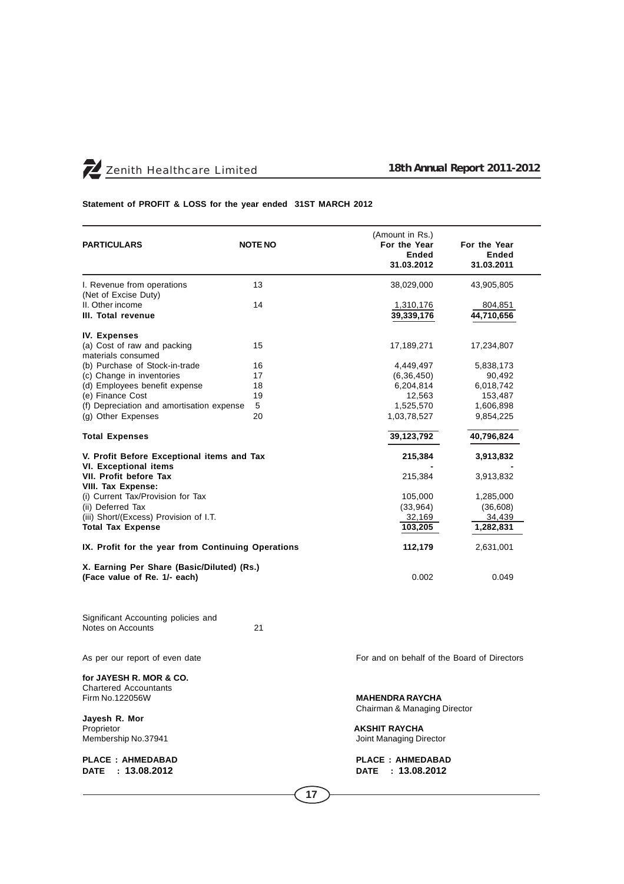**Statement of PROFIT & LOSS for the year ended 31ST MARCH 2012**

(Amount in Rs.)

| PARTICULARS | NOTE NO | For the Year Ended 31.03.2012 | For the Year Ended 31.03.2011 |
|---|---|---|---|
| I. Revenue from operations (Net of Excise Duty) | 13 | 38,029,000 | 43,905,805 |
| II. Other income | 14 | 1,310,176 | 804,851 |
| **III. Total revenue** | | **39,339,176** | **44,710,656** |
| **IV. Expenses** | | | |
| (a) Cost of raw and packing materials consumed | 15 | 17,189,271 | 17,234,807 |
| (b) Purchase of Stock-in-trade | 16 | 4,449,497 | 5,838,173 |
| (c) Change in inventories | 17 | (6,36,450) | 90,492 |
| (d) Employees benefit expense | 18 | 6,204,814 | 6,018,742 |
| (e) Finance Cost | 19 | 12,563 | 153,487 |
| (f) Depreciation and amortisation expense | 5 | 1,525,570 | 1,606,898 |
| (g) Other Expenses | 20 | 1,03,78,527 | 9,854,225 |
| **Total Expenses** | | **39,123,792** | **40,796,824** |
| **V. Profit Before Exceptional items and Tax** | | **215,384** | **3,913,832** |
| **VI. Exceptional items** | | - | - |
| **VII. Profit before Tax** | | 215,384 | 3,913,832 |
| **VIII. Tax Expense:** | | | |
| (i) Current Tax/Provision for Tax | | 105,000 | 1,285,000 |
| (ii) Deferred Tax | | (33,964) | (36,608) |
| (iii) Short/(Excess) Provision of I.T. | | 32,169 | 34,439 |
| **Total Tax Expense** | | **103,205** | **1,282,831** |
| **IX. Profit for the year from Continuing Operations** | | **112,179** | 2,631,001 |
| **X. Earning Per Share (Basic/Diluted) (Rs.) (Face value of Re. 1/- each)** | | 0.002 | 0.049 |

Significant Accounting policies and Notes on Accounts — 21

As per our report of even date

**for JAYESH R. MOR & CO.**
Chartered Accountants
Firm No.122056W

**Jayesh R. Mor**
Proprietor
Membership No.37941

**PLACE : AHMEDABAD**
**DATE : 13.08.2012**

For and on behalf of the Board of Directors

**MAHENDRA RAYCHA**
Chairman & Managing Director

**AKSHIT RAYCHA**
Joint Managing Director

**PLACE : AHMEDABAD**
**DATE : 13.08.2012**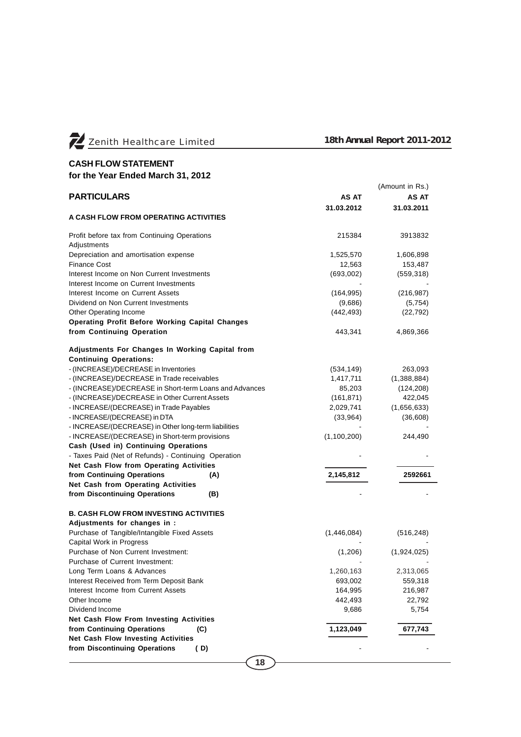## CASH FLOW STATEMENT

### for the Year Ended March 31, 2012

(Amount in Rs.)

| PARTICULARS | AS AT 31.03.2012 | AS AT 31.03.2011 |
|---|---|---|
| **A CASH FLOW FROM OPERATING ACTIVITIES** | | |
| Profit before tax from Continuing Operations | 215384 | 3913832 |
| Adjustments | | |
| Depreciation and amortisation expense | 1,525,570 | 1,606,898 |
| Finance Cost | 12,563 | 153,487 |
| Interest Income on Non Current Investments | (693,002) | (559,318) |
| Interest Income on Current Investments | - | - |
| Interest Income on Current Assets | (164,995) | (216,987) |
| Dividend on Non Current Investments | (9,686) | (5,754) |
| Other Operating Income | (442,493) | (22,792) |
| **Operating Profit Before Working Capital Changes from Continuing Operation** | 443,341 | 4,869,366 |
| **Adjustments For Changes In Working Capital from Continuing Operations:** | | |
| - (INCREASE)/DECREASE in Inventories | (534,149) | 263,093 |
| - (INCREASE)/DECREASE in Trade receivables | 1,417,711 | (1,388,884) |
| - (INCREASE)/DECREASE in Short-term Loans and Advances | 85,203 | (124,208) |
| - (INCREASE)/DECREASE in Other Current Assets | (161,871) | 422,045 |
| - INCREASE/(DECREASE) in Trade Payables | 2,029,741 | (1,656,633) |
| - INCREASE/(DECREASE) in DTA | (33,964) | (36,608) |
| - INCREASE/(DECREASE) in Other long-term liabilities | - | - |
| - INCREASE/(DECREASE) in Short-term provisions | (1,100,200) | 244,490 |
| **Cash (Used in) Continuing Operations** | | |
| - Taxes Paid (Net of Refunds) - Continuing Operation | - | - |
| **Net Cash Flow from Operating Activities from Continuing Operations (A)** | **2,145,812** | **2592661** |
| **Net Cash from Operating Activities from Discontinuing Operations (B)** | - | - |
| **B. CASH FLOW FROM INVESTING ACTIVITIES** | | |
| **Adjustments for changes in :** | | |
| Purchase of Tangible/Intangible Fixed Assets | (1,446,084) | (516,248) |
| Capital Work in Progress | - | - |
| Purchase of Non Current Investment: | (1,206) | (1,924,025) |
| Purchase of Current Investment: | - | - |
| Long Term Loans & Advances | 1,260,163 | 2,313,065 |
| Interest Received from Term Deposit Bank | 693,002 | 559,318 |
| Interest Income from Current Assets | 164,995 | 216,987 |
| Other Income | 442,493 | 22,792 |
| Dividend Income | 9,686 | 5,754 |
| **Net Cash Flow From Investing Activities from Continuing Operations (C)** | **1,123,049** | **677,743** |
| **Net Cash Flow Investing Activities from Discontinuing Operations ( D)** | - | - |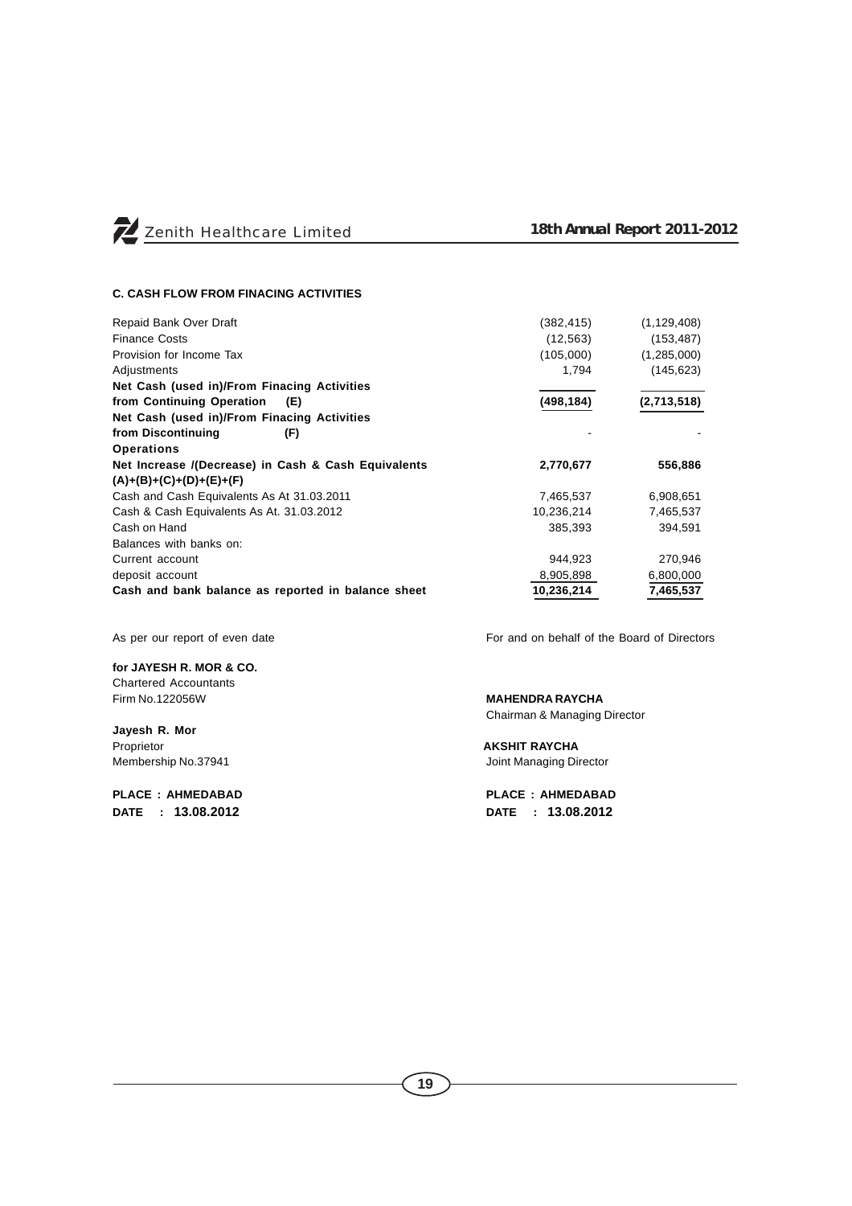**C. CASH FLOW FROM FINACING ACTIVITIES**

| | | |
|---|---|---|
| Repaid Bank Over Draft | (382,415) | (1,129,408) |
| Finance Costs | (12,563) | (153,487) |
| Provision for Income Tax | (105,000) | (1,285,000) |
| Adjustments | 1,794 | (145,623) |
| **Net Cash (used in)/From Financing Activities from Continuing Operation (E)** | **(498,184)** | **(2,713,518)** |
| **Net Cash (used in)/From Financing Activities from Discontinuing (F) Operations** | - | - |
| **Net Increase /(Decrease) in Cash & Cash Equivalents (A)+(B)+(C)+(D)+(E)+(F)** | **2,770,677** | **556,886** |
| Cash and Cash Equivalents As At 31.03.2011 | 7,465,537 | 6,908,651 |
| Cash & Cash Equivalents As At. 31.03.2012 | 10,236,214 | 7,465,537 |
| Cash on Hand | 385,393 | 394,591 |
| Balances with banks on: | | |
| Current account | 944,923 | 270,946 |
| deposit account | 8,905,898 | 6,800,000 |
| **Cash and bank balance as reported in balance sheet** | **10,236,214** | **7,465,537** |

As per our report of even date

**for JAYESH R. MOR & CO.**
Chartered Accountants
Firm No.122056W

**Jayesh R. Mor**
Proprietor
Membership No.37941

**PLACE : AHMEDABAD**
**DATE : 13.08.2012**

For and on behalf of the Board of Directors

**MAHENDRA RAYCHA**
Chairman & Managing Director

**AKSHIT RAYCHA**
Joint Managing Director

**PLACE : AHMEDABAD**
**DATE : 13.08.2012**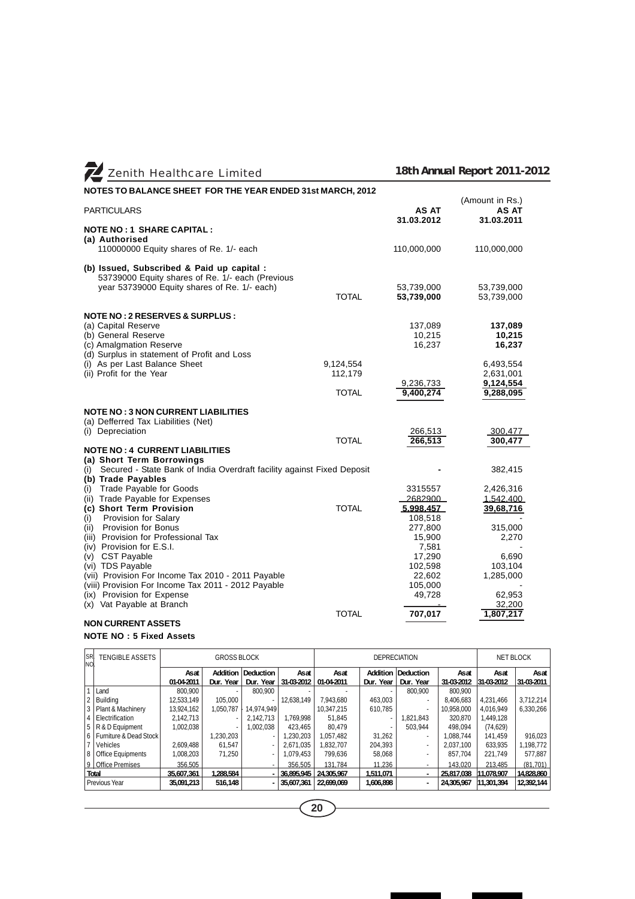## NOTES TO BALANCE SHEET FOR THE YEAR ENDED 31st MARCH, 2012

(Amount in Rs.)

| PARTICULARS | | AS AT 31.03.2012 | AS AT 31.03.2011 |
|---|---|---|---|
| **NOTE NO : 1 SHARE CAPITAL :** | | | |
| **(a) Authorised** | | | |
| 110000000 Equity shares of Re. 1/- each | | 110,000,000 | 110,000,000 |
| **(b) Issued, Subscribed & Paid up capital :** | | | |
| 53739000 Equity shares of Re. 1/- each (Previous year 53739000 Equity shares of Re. 1/- each) | | 53,739,000 | 53,739,000 |
| | TOTAL | **53,739,000** | 53,739,000 |
| **NOTE NO : 2 RESERVES & SURPLUS :** | | | |
| (a) Capital Reserve | | 137,089 | **137,089** |
| (b) General Reserve | | 10,215 | **10,215** |
| (c) Amalgmation Reserve | | 16,237 | **16,237** |
| (d) Surplus in statement of Profit and Loss | | | |
| (i) As per Last Balance Sheet | 9,124,554 | | 6,493,554 |
| (ii) Profit for the Year | 112,179 | | 2,631,001 |
| | | 9,236,733 | **9,124,554** |
| | TOTAL | **9,400,274** | **9,288,095** |
| **NOTE NO : 3 NON CURRENT LIABILITIES** | | | |
| (a) Defferred Tax Liabilities (Net) | | | |
| (i) Depreciation | | 266,513 | 300,477 |
| | TOTAL | **266,513** | **300,477** |
| **NOTE NO : 4 CURRENT LIABILITIES** | | | |
| **(a) Short Term Borrowings** | | | |
| (i) Secured - State Bank of India Overdraft facility against Fixed Deposit | | - | 382,415 |
| **(b) Trade Payables** | | | |
| (i) Trade Payable for Goods | | 3315557 | 2,426,316 |
| (ii) Trade Payable for Expenses | | 2682900 | 1,542,400 |
| **(c) Short Term Provision** | TOTAL | **5,998,457** | **39,68,716** |
| (i) Provision for Salary | | 108,518 | - |
| (ii) Provision for Bonus | | 277,800 | 315,000 |
| (iii) Provision for Professional Tax | | 15,900 | 2,270 |
| (iv) Provision for E.S.I. | | 7,581 | - |
| (v) CST Payable | | 17,290 | 6,690 |
| (vi) TDS Payable | | 102,598 | 103,104 |
| (vii) Provision For Income Tax 2010 - 2011 Payable | | 22,602 | 1,285,000 |
| (viii) Provision For Income Tax 2011 - 2012 Payable | | 105,000 | - |
| (ix) Provision for Expense | | 49,728 | 62,953 |
| (x) Vat Payable at Branch | | - | 32,200 |
| | TOTAL | **707,017** | **1,807,217** |

**NON CURRENT ASSETS**

**NOTE NO : 5 Fixed Assets**

| SR NO. | TENGIBLE ASSETS | GROSS BLOCK | | | | DEPRECIATION | | | | NET BLOCK | |
|---|---|---|---|---|---|---|---|---|---|---|---|
| | | **As at 01-04-2011** | **Addition Dur. Year** | **Deduction Dur. Year** | **As at 31-03-2012** | **As at 01-04-2011** | **Addition Dur. Year** | **Deduction Dur. Year** | **As at 31-03-2012** | **As at 31-03-2012** | **As at 31-03-2011** |
| 1 | Land | 800,900 | - | 800,900 | - | - | - | 800,900 | 800,900 | | |
| 2 | Building | 12,533,149 | 105,000 | - | 12,638,149 | 7,943,680 | 463,003 | - | 8,406,683 | 4,231,466 | 3,712,214 |
| 3 | Plant & Machinery | 13,924,162 | 1,050,787 | 14,974,949 | | 10,347,215 | 610,785 | - | 10,958,000 | 4,016,949 | 6,330,266 |
| 4 | Electrification | 2,142,713 | - | 2,142,713 | 1,769,998 | 51,845 | - | 1,821,843 | 320,870 | 1,449,128 | |
| 5 | R & D Equipment | 1,002,038 | - | 1,002,038 | 423,465 | 80,479 | - | 503,944 | 498,094 | (74,629) | |
| 6 | Furniture & Dead Stock | | 1,230,203 | - | 1,230,203 | 1,057,482 | 31,262 | - | 1,088,744 | 141,459 | 916,023 |
| 7 | Vehicles | 2,609,488 | 61,547 | - | 2,671,035 | 1,832,707 | 204,393 | - | 2,037,100 | 633,935 | 1,198,772 |
| 8 | Office Equipments | 1,008,203 | 71,250 | - | 1,079,453 | 799,636 | 58,068 | - | 857,704 | 221,749 | 577,887 |
| 9 | Office Premises | 356,505 | | - | 356,505 | 131,784 | 11,236 | - | 143,020 | 213,485 | (81,701) |
| **Total** | | **35,607,361** | **1,288,584** | **-** | **36,895,945** | **24,305,967** | **1,511,071** | **-** | **25,817,038** | **11,078,907** | **14,828,860** |
| Previous Year | | **35,091,213** | **516,148** | **-** | **35,607,361** | **22,699,069** | **1,606,898** | **-** | **24,305,967** | **11,301,394** | **12,392,144** |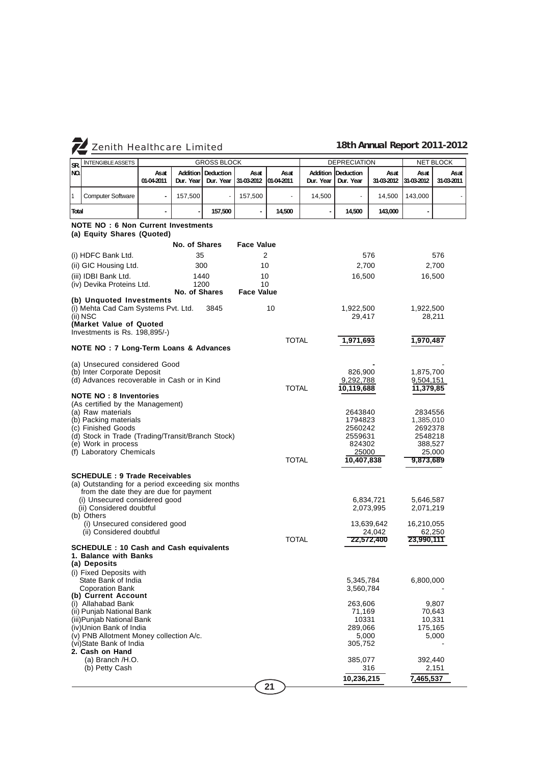| SR. NO. | INTENGIBLE ASSETS | GROSS BLOCK | | | | DEPRECIATION | | | | NET BLOCK | |
|---|---|---|---|---|---|---|---|---|---|---|---|
| | | As at 01-04-2011 | Addition Dur. Year | Deduction Dur. Year | As at 31-03-2012 | As at 01-04-2011 | Addition Dur. Year | Deduction Dur. Year | As at 31-03-2012 | As at 31-03-2012 | As at 31-03-2011 |
| 1 | Computer Software | - | 157,500 | - | 157,500 | - | 14,500 | - | 14,500 | 143,000 | - |
| Total | | - | - | 157,500 | - | 14,500 | - | 14,500 | 143,000 | - | |

**NOTE NO : 6 Non Current Investments**

**(a) Equity Shares (Quoted)**

| | No. of Shares | Face Value | | |
|---|---|---|---|---|
| (i) HDFC Bank Ltd. | 35 | 2 | 576 | 576 |
| (ii) GIC Housing Ltd. | 300 | 10 | 2,700 | 2,700 |
| (iii) IDBI Bank Ltd. | 1440 | 10 | 16,500 | 16,500 |
| (iv) Devika Proteins Ltd. | 1200 | 10 | | |
| **(b) Unquoted Investments** | No. of Shares | Face Value | | |
| (i) Mehta Cad Cam Systems Pvt. Ltd. | 3845 | 10 | 1,922,500 | 1,922,500 |
| (ii) NSC | | | 29,417 | 28,211 |
| **(Market Value of Quoted** Investments is Rs. 198,895/-) | | | | |
| | | TOTAL | 1,971,693 | 1,970,487 |

**NOTE NO : 7 Long-Term Loans & Advances**

| | | | |
|---|---|---|---|
| (a) Unsecured considered Good | | - | - |
| (b) Inter Corporate Deposit | | 826,900 | 1,875,700 |
| (d) Advances recoverable in Cash or in Kind | | 9,292,788 | 9,504,151 |
| | TOTAL | 10,119,688 | 11,379,85 |

**NOTE NO : 8 Inventories**

(As certified by the Management)

| | | | |
|---|---|---|---|
| (a) Raw materials | | 2643840 | 2834556 |
| (b) Packing materials | | 1794823 | 1,385,010 |
| (c) Finished Goods | | 2560242 | 2692378 |
| (d) Stock in Trade (Trading/Transit/Branch Stock) | | 2559631 | 2548218 |
| (e) Work in process | | 824302 | 388,527 |
| (f) Laboratory Chemicals | | 25000 | 25,000 |
| | TOTAL | 10,407,838 | 9,873,689 |

**SCHEDULE : 9 Trade Receivables**

| | | | |
|---|---|---|---|
| (a) Outstanding for a period exceeding six months from the date they are due for payment | | | |
| (i) Unsecured considered good | | 6,834,721 | 5,646,587 |
| (ii) Considered doubtful | | 2,073,995 | 2,071,219 |
| (b) Others | | | |
| (i) Unsecured considered good | | 13,639,642 | 16,210,055 |
| (ii) Considered doubtful | | 24,042 | 62,250 |
| | TOTAL | 22,572,400 | 23,990,111 |

**SCHEDULE : 10 Cash and Cash equivalents**

**1. Balance with Banks**

**(a) Deposits**

| | | |
|---|---|---|
| (i) Fixed Deposits with | | |
| State Bank of India | 5,345,784 | 6,800,000 |
| Coporation Bank | 3,560,784 | - |
| **(b) Current Account** | | |
| (i) Allahabad Bank | 263,606 | 9,807 |
| (ii) Punjab National Bank | 71,169 | 70,643 |
| (iii) Punjab National Bank | 10331 | 10,331 |
| (iv) Union Bank of India | 289,066 | 175,165 |
| (v) PNB Allotment Money collection A/c. | 5,000 | 5,000 |
| (vi) State Bank of India | 305,752 | - |
| **2. Cash on Hand** | | |
| (a) Branch /H.O. | 385,077 | 392,440 |
| (b) Petty Cash | 316 | 2,151 |
| | 10,236,215 | 7,465,537 |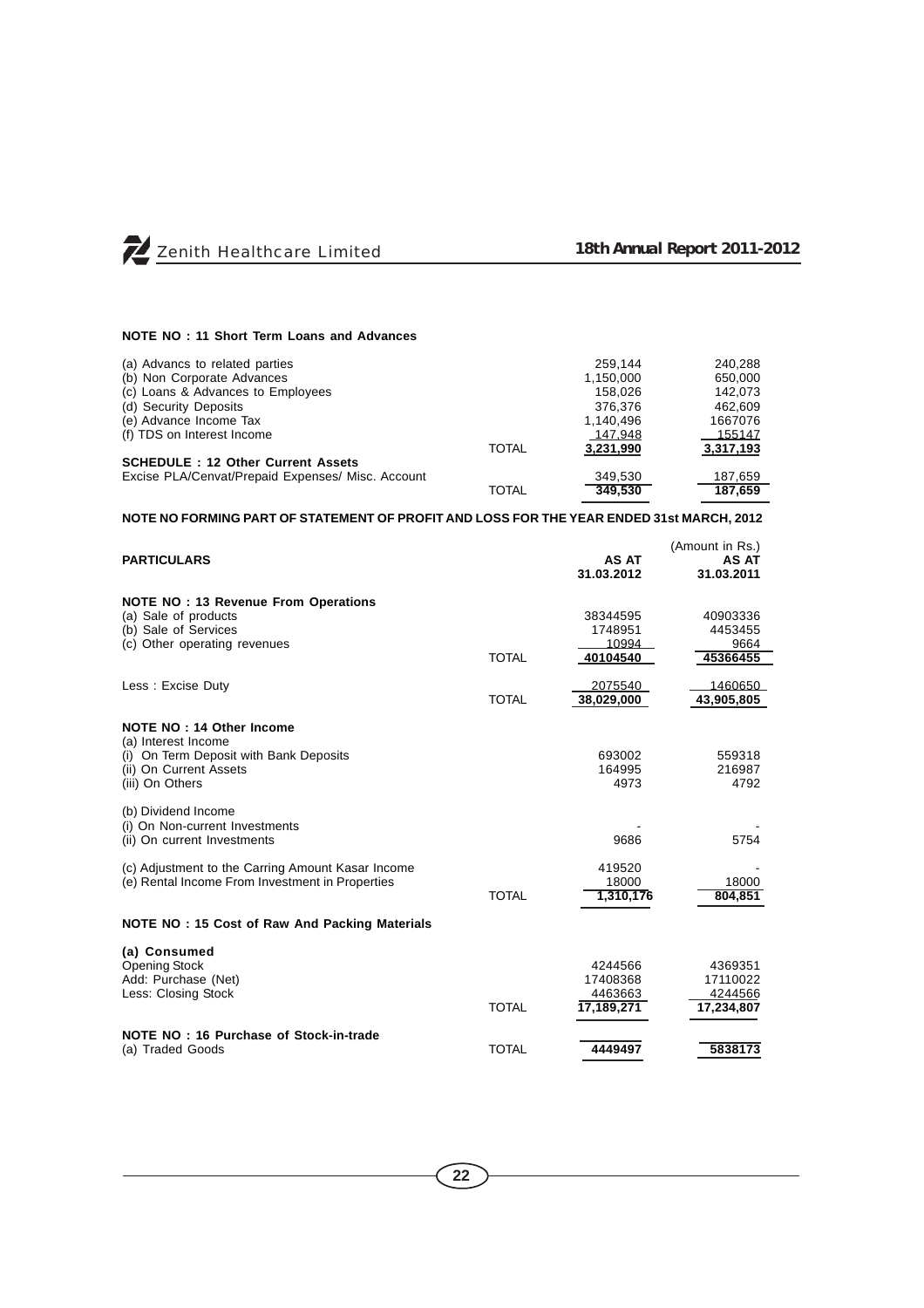**NOTE NO : 11 Short Term Loans and Advances**

| | | | |
|---|---|---|---|
| (a) Advancs to related parties | | 259,144 | 240,288 |
| (b) Non Corporate Advances | | 1,150,000 | 650,000 |
| (c) Loans & Advances to Employees | | 158,026 | 142,073 |
| (d) Security Deposits | | 376,376 | 462,609 |
| (e) Advance Income Tax | | 1,140,496 | 1667076 |
| (f) TDS on Interest Income | | 147,948 | 155147 |
| | TOTAL | 3,231,990 | 3,317,193 |
| **SCHEDULE : 12 Other Current Assets** | | | |
| Excise PLA/Cenvat/Prepaid Expenses/ Misc. Account | | 349,530 | 187,659 |
| | TOTAL | 349,530 | 187,659 |

**NOTE NO FORMING PART OF STATEMENT OF PROFIT AND LOSS FOR THE YEAR ENDED 31st MARCH, 2012**

(Amount in Rs.)

| PARTICULARS | | AS AT 31.03.2012 | AS AT 31.03.2011 |
|---|---|---|---|
| **NOTE NO : 13 Revenue From Operations** | | | |
| (a) Sale of products | | 38344595 | 40903336 |
| (b) Sale of Services | | 1748951 | 4453455 |
| (c) Other operating revenues | | 10994 | 9664 |
| | TOTAL | 40104540 | 45366455 |
| Less : Excise Duty | | 2075540 | 1460650 |
| | TOTAL | 38,029,000 | 43,905,805 |
| **NOTE NO : 14 Other Income** | | | |
| (a) Interest Income | | | |
| (i) On Term Deposit with Bank Deposits | | 693002 | 559318 |
| (ii) On Current Assets | | 164995 | 216987 |
| (iii) On Others | | 4973 | 4792 |
| (b) Dividend Income | | | |
| (i) On Non-current Investments | | - | - |
| (ii) On current Investments | | 9686 | 5754 |
| (c) Adjustment to the Carring Amount Kasar Income | | 419520 | - |
| (e) Rental Income From Investment in Properties | | 18000 | 18000 |
| | TOTAL | 1,310,176 | 804,851 |
| **NOTE NO : 15 Cost of Raw And Packing Materials** | | | |
| **(a) Consumed** | | | |
| Opening Stock | | 4244566 | 4369351 |
| Add: Purchase (Net) | | 17408368 | 17110022 |
| Less: Closing Stock | | 4463663 | 4244566 |
| | TOTAL | 17,189,271 | 17,234,807 |
| **NOTE NO : 16 Purchase of Stock-in-trade** | | | |
| (a) Traded Goods | TOTAL | 4449497 | 5838173 |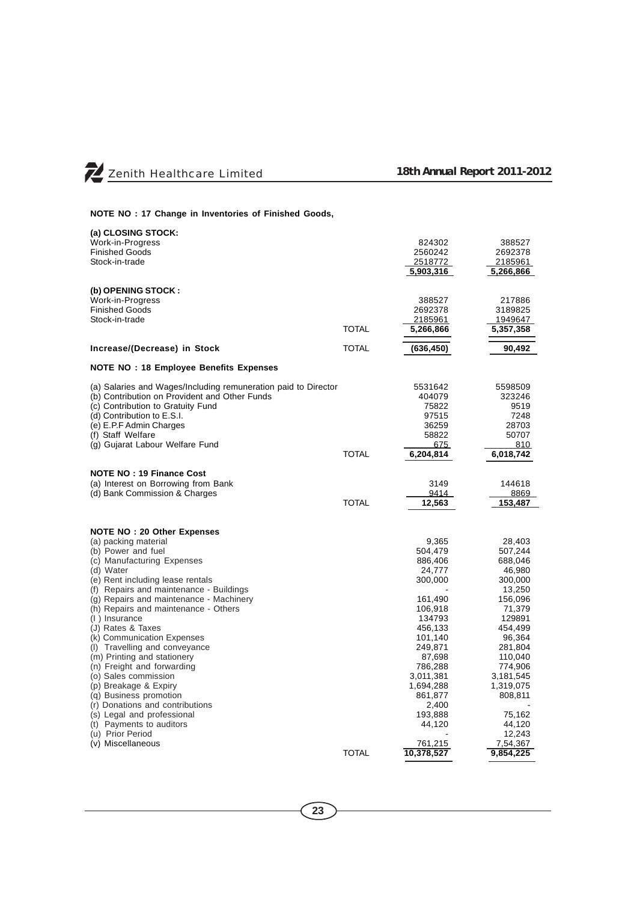## NOTE NO : 17 Change in Inventories of Finished Goods,

| | | | |
|---|---|---|---|
| **(a) CLOSING STOCK:** | | | |
| Work-in-Progress | | 824302 | 388527 |
| Finished Goods | | 2560242 | 2692378 |
| Stock-in-trade | | 2518772 | 2185961 |
| | | 5,903,316 | 5,266,866 |
| **(b) OPENING STOCK :** | | | |
| Work-in-Progress | | 388527 | 217886 |
| Finished Goods | | 2692378 | 3189825 |
| Stock-in-trade | | 2185961 | 1949647 |
| | TOTAL | 5,266,866 | 5,357,358 |
| **Increase/(Decrease) in Stock** | TOTAL | (636,450) | 90,492 |

## NOTE NO : 18 Employee Benefits Expenses

| | | | |
|---|---|---|---|
| (a) Salaries and Wages/Including remuneration paid to Director | | 5531642 | 5598509 |
| (b) Contribution on Provident and Other Funds | | 404079 | 323246 |
| (c) Contribution to Gratuity Fund | | 75822 | 9519 |
| (d) Contribution to E.S.I. | | 97515 | 7248 |
| (e) E.P.F Admin Charges | | 36259 | 28703 |
| (f) Staff Welfare | | 58822 | 50707 |
| (g) Gujarat Labour Welfare Fund | | 675 | 810 |
| | TOTAL | 6,204,814 | 6,018,742 |

## NOTE NO : 19 Finance Cost

| | | | |
|---|---|---|---|
| (a) Interest on Borrowing from Bank | | 3149 | 144618 |
| (d) Bank Commission & Charges | | 9414 | 8869 |
| | TOTAL | 12,563 | 153,487 |

## NOTE NO : 20 Other Expenses

| | | | |
|---|---|---|---|
| (a) packing material | | 9,365 | 28,403 |
| (b) Power and fuel | | 504,479 | 507,244 |
| (c) Manufacturing Expenses | | 886,406 | 688,046 |
| (d) Water | | 24,777 | 46,980 |
| (e) Rent including lease rentals | | 300,000 | 300,000 |
| (f) Repairs and maintenance - Buildings | | - | 13,250 |
| (g) Repairs and maintenance - Machinery | | 161,490 | 156,096 |
| (h) Repairs and maintenance - Others | | 106,918 | 71,379 |
| (I ) Insurance | | 134793 | 129891 |
| (J) Rates & Taxes | | 456,133 | 454,499 |
| (k) Communication Expenses | | 101,140 | 96,364 |
| (l) Travelling and conveyance | | 249,871 | 281,804 |
| (m) Printing and stationery | | 87,698 | 110,040 |
| (n) Freight and forwarding | | 786,288 | 774,906 |
| (o) Sales commission | | 3,011,381 | 3,181,545 |
| (p) Breakage & Expiry | | 1,694,288 | 1,319,075 |
| (q) Business promotion | | 861,877 | 808,811 |
| (r) Donations and contributions | | 2,400 | - |
| (s) Legal and professional | | 193,888 | 75,162 |
| (t) Payments to auditors | | 44,120 | 44,120 |
| (u) Prior Period | | - | 12,243 |
| (v) Miscellaneous | | 761,215 | 7,54,367 |
| | TOTAL | 10,378,527 | 9,854,225 |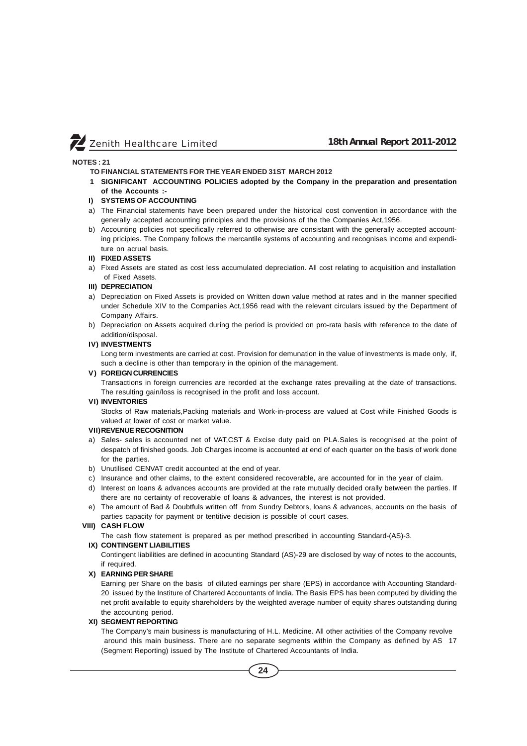**NOTES : 21**

**TO FINANCIAL STATEMENTS FOR THE YEAR ENDED 31ST MARCH 2012**

**1 SIGNIFICANT ACCOUNTING POLICIES adopted by the Company in the preparation and presentation of the Accounts :-**

**I) SYSTEMS OF ACCOUNTING**

a) The Financial statements have been prepared under the historical cost convention in accordance with the generally accepted accounting principles and the provisions of the the Companies Act,1956.

b) Accounting policies not specifically referred to otherwise are consistant with the generally accepted accounting priciples. The Company follows the mercantile systems of accounting and recognises income and expenditure on acrual basis.

**II) FIXED ASSETS**

a) Fixed Assets are stated as cost less accumulated depreciation. All cost relating to acquisition and installation of Fixed Assets.

**III) DEPRECIATION**

a) Depreciation on Fixed Assets is provided on Written down value method at rates and in the manner specified under Schedule XIV to the Companies Act,1956 read with the relevant circulars issued by the Department of Company Affairs.

b) Depreciation on Assets acquired during the period is provided on pro-rata basis with reference to the date of addition/disposal.

**IV) INVESTMENTS**

Long term investments are carried at cost. Provision for demunation in the value of investments is made only, if, such a decline is other than temporary in the opinion of the management.

**V) FOREIGN CURRENCIES**

Transactions in foreign currencies are recorded at the exchange rates prevailing at the date of transactions. The resulting gain/loss is recognised in the profit and loss account.

**VI) INVENTORIES**

Stocks of Raw materials,Packing materials and Work-in-process are valued at Cost while Finished Goods is valued at lower of cost or market value.

**VII) REVENUE RECOGNITION**

a) Sales- sales is accounted net of VAT,CST & Excise duty paid on PLA.Sales is recognised at the point of despatch of finished goods. Job Charges income is accounted at end of each quarter on the basis of work done for the parties.

b) Unutilised CENVAT credit accounted at the end of year.

c) Insurance and other claims, to the extent considered recoverable, are accounted for in the year of claim.

d) Interest on loans & advances accounts are provided at the rate mutually decided orally between the parties. If there are no certainty of recoverable of loans & advances, the interest is not provided.

e) The amount of Bad & Doubtfuls written off from Sundry Debtors, loans & advances, accounts on the basis of parties capacity for payment or tentitive decision is possible of court cases.

**VIII) CASH FLOW**

The cash flow statement is prepared as per method prescribed in accounting Standard-(AS)-3.

**IX) CONTINGENT LIABILITIES**

Contingent liabilities are defined in acocunting Standard (AS)-29 are disclosed by way of notes to the accounts, if required.

**X) EARNING PER SHARE**

Earning per Share on the basis of diluted earnings per share (EPS) in accordance with Accounting Standard-20 issued by the Institure of Chartered Accountants of India. The Basis EPS has been computed by dividing the net profit available to equity shareholders by the weighted average number of equity shares outstanding during the accounting period.

**XI) SEGMENT REPORTING**

The Company's main business is manufacturing of H.L. Medicine. All other activities of the Company revolve around this main business. There are no separate segments within the Company as defined by AS 17 (Segment Reporting) issued by The Institute of Chartered Accountants of India.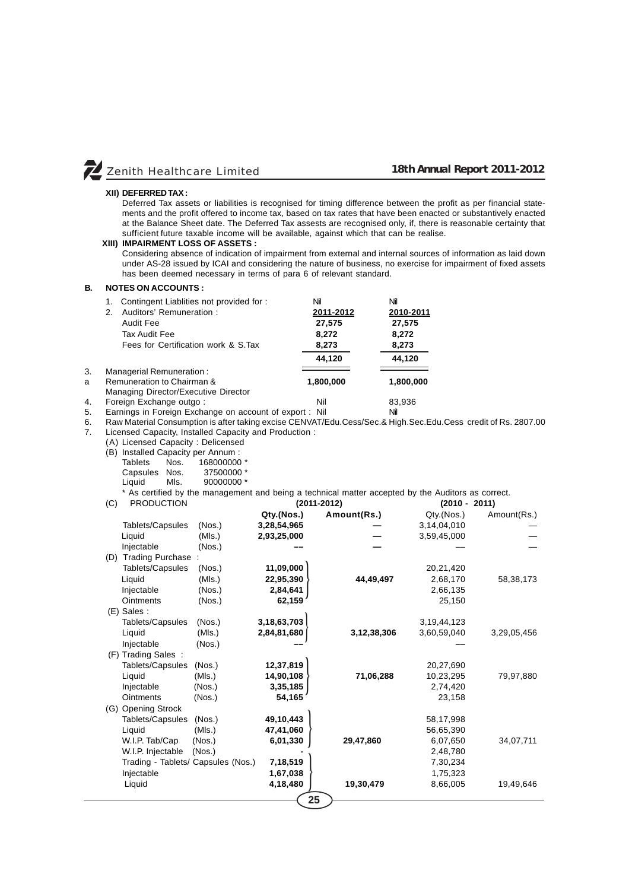**XII) DEFERRED TAX :**

Deferred Tax assets or liabilities is recognised for timing difference between the profit as per financial statements and the profit offered to income tax, based on tax rates that have been enacted or substantively enacted at the Balance Sheet date. The Deferred Tax assests are recognised only, if, there is reasonable certainty that sufficient future taxable income will be available, against which that can be realise.

**XIII) IMPAIRMENT LOSS OF ASSETS :**

Considering absence of indication of impairment from external and internal sources of information as laid down under AS-28 issued by ICAI and considering the nature of business, no exercise for impairment of fixed assets has been deemed necessary in terms of para 6 of relevant standard.

**B. NOTES ON ACCOUNTS :**

| | | 2011-2012 | 2010-2011 |
|---|---|---|---|
| 1. | Contingent Liablities not provided for : | Nil | Nil |
| 2. | Auditors' Remuneration : | 2011-2012 | 2010-2011 |
| | Audit Fee | 27,575 | 27,575 |
| | Tax Audit Fee | 8,272 | 8,272 |
| | Fees for Certification work & S.Tax | 8,273 | 8,273 |
| | | 44,120 | 44,120 |
| 3. | Managerial Remuneration : | | |
| a | Remuneration to Chairman & Managing Director/Executive Director | 1,800,000 | 1,800,000 |
| 4. | Foreign Exchange outgo : | Nil | 83,936 |
| 5. | Earnings in Foreign Exchange on account of export : | Nil | Nil |

6. Raw Material Consumption is after taking excise CENVAT/Edu.Cess/Sec.& High.Sec.Edu.Cess credit of Rs. 2807.00

7. Licensed Capacity, Installed Capacity and Production :

(A) Licensed Capacity : Delicensed

(B) Installed Capacity per Annum :

| | | |
|---|---|---|
| Tablets | Nos. | 168000000 * |
| Capsules | Nos. | 37500000 * |
| Liquid | Mls. | 90000000 * |

\* As certified by the management and being a technical matter accepted by the Auditors as correct.

| | | (2011-2012) | | (2010 - 2011) | |
|---|---|---|---|---|---|
| **(C) PRODUCTION** | | **Qty.(Nos.)** | **Amount(Rs.)** | Qty.(Nos.) | Amount(Rs.) |
| Tablets/Capsules | (Nos.) | 3,28,54,965 | — | 3,14,04,010 | — |
| Liquid | (Mls.) | 2,93,25,000 | — | 3,59,45,000 | — |
| Injectable | (Nos.) | –– | — | — | — |
| **(D) Trading Purchase :** | | | | | |
| Tablets/Capsules | (Nos.) | 11,09,000 | | 20,21,420 | |
| Liquid | (Mls.) | 22,95,390 | 44,49,497 | 2,68,170 | 58,38,173 |
| Injectable | (Nos.) | 2,84,641 | | 2,66,135 | |
| Ointments | (Nos.) | 62,159 | | 25,150 | |
| **(E) Sales :** | | | | | |
| Tablets/Capsules | (Nos.) | 3,18,63,703 | | 3,19,44,123 | |
| Liquid | (Mls.) | 2,84,81,680 | 3,12,38,306 | 3,60,59,040 | 3,29,05,456 |
| Injectable | (Nos.) | –– | | — | |
| **(F) Trading Sales :** | | | | | |
| Tablets/Capsules | (Nos.) | 12,37,819 | | 20,27,690 | |
| Liquid | (Mls.) | 14,90,108 | 71,06,288 | 10,23,295 | 79,97,880 |
| Injectable | (Nos.) | 3,35,185 | | 2,74,420 | |
| Ointments | (Nos.) | 54,165 | | 23,158 | |
| **(G) Opening Strock** | | | | | |
| Tablets/Capsules | (Nos.) | 49,10,443 | | 58,17,998 | |
| Liquid | (Mls.) | 47,41,060 | | 56,65,390 | |
| W.I.P. Tab/Cap | (Nos.) | 6,01,330 | 29,47,860 | 6,07,650 | 34,07,711 |
| W.I.P. Injectable | (Nos.) | - | | 2,48,780 | |
| Trading - Tablets/ Capsules | (Nos.) | 7,18,519 | | 7,30,234 | |
| Injectable | | 1,67,038 | | 1,75,323 | |
| Liquid | | 4,18,480 | 19,30,479 | 8,66,005 | 19,49,646 |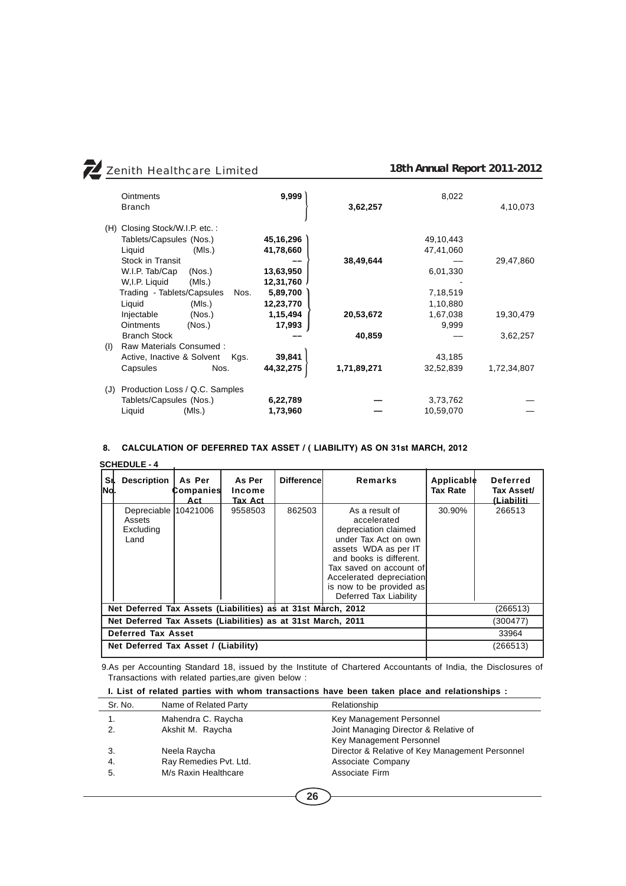| | Current Year | | Previous Year | |
|---|---|---|---|---|
| Ointments | **9,999** | | 8,022 | |
| Branch | | **3,62,257** | | 4,10,073 |
| **(H)** Closing Stock/W.I.P. etc. : | | | | |
| Tablets/Capsules (Nos.) | **45,16,296** | | 49,10,443 | |
| Liquid (Mls.) | **41,78,660** | | 47,41,060 | |
| Stock in Transit | **––** | **38,49,644** | — | 29,47,860 |
| W.I.P. Tab/Cap (Nos.) | **13,63,950** | | 6,01,330 | |
| W,I.P. Liquid (Mls.) | **12,31,760** | | - | |
| Trading - Tablets/Capsules Nos. | **5,89,700** | | 7,18,519 | |
| Liquid (Mls.) | **12,23,770** | | 1,10,880 | |
| Injectable (Nos.) | **1,15,494** | **20,53,672** | 1,67,038 | 19,30,479 |
| Ointments (Nos.) | **17,993** | | 9,999 | |
| Branch Stock | **––** | **40,859** | — | 3,62,257 |
| **(I)** Raw Materials Consumed : | | | | |
| Active, Inactive & Solvent Kgs. | **39,841** | | 43,185 | |
| Capsules Nos. | **44,32,275** | **1,71,89,271** | 32,52,839 | 1,72,34,807 |
| **(J)** Production Loss / Q.C. Samples | | | | |
| Tablets/Capsules (Nos.) | **6,22,789** | **—** | 3,73,762 | — |
| Liquid (Mls.) | **1,73,960** | **—** | 10,59,070 | — |

**8. CALCULATION OF DEFERRED TAX ASSET / ( LIABILITY) AS ON 31st MARCH, 2012**

**SCHEDULE - 4**

| Sr. No. | Description | As Per Companies Act | As Per Income Tax Act | Difference | Remarks | Applicable Tax Rate | Deferred Tax Asset/ (Liabiliti |
|---|---|---|---|---|---|---|---|
| | Depreciable Assets Excluding Land | 10421006 | 9558503 | 862503 | As a result of accelerated depreciation claimed under Tax Act on own assets WDA as per IT and books is different. Tax saved on account of Accelerated depreciation is now to be provided as Deferred Tax Liability | 30.90% | 266513 |
| **Net Deferred Tax Assets (Liabilities) as at 31st March, 2012** | | | | | | | (266513) |
| **Net Deferred Tax Assets (Liabilities) as at 31st March, 2011** | | | | | | | (300477) |
| **Deferred Tax Asset** | | | | | | | 33964 |
| **Net Deferred Tax Asset / (Liability)** | | | | | | | (266513) |

9.As per Accounting Standard 18, issued by the Institute of Chartered Accountants of India, the Disclosures of Transactions with related parties,are given below :

**I. List of related parties with whom transactions have been taken place and relationships :**

| Sr. No. | Name of Related Party | Relationship |
|---|---|---|
| 1. | Mahendra C. Raycha | Key Management Personnel |
| 2. | Akshit M. Raycha | Joint Managing Director & Relative of Key Management Personnel |
| 3. | Neela Raycha | Director & Relative of Key Management Personnel |
| 4. | Ray Remedies Pvt. Ltd. | Associate Company |
| 5. | M/s Raxin Healthcare | Associate Firm |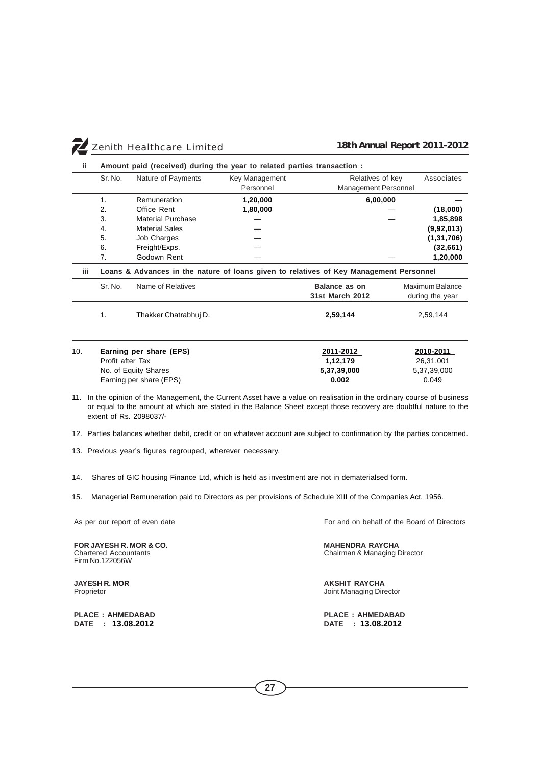**ii Amount paid (received) during the year to related parties transaction :**

| Sr. No. | Nature of Payments | Key Management Personnel | Relatives of key Management Personnel | Associates |
|---|---|---|---|---|
| 1. | Remuneration | **1,20,000** | **6,00,000** | — |
| 2. | Office Rent | **1,80,000** | — | **(18,000)** |
| 3. | Material Purchase | — | — | **1,85,898** |
| 4. | Material Sales | — | | **(9,92,013)** |
| 5. | Job Charges | — | | **(1,31,706)** |
| 6. | Freight/Exps. | — | | **(32,661)** |
| 7. | Godown Rent | — | — | **1,20,000** |

**iii Loans & Advances in the nature of loans given to relatives of Key Management Personnel**

| Sr. No. | Name of Relatives | **Balance as on 31st March 2012** | Maximum Balance during the year |
|---|---|---|---|
| 1. | Thakker Chatrabhuj D. | **2,59,144** | 2,59,144 |

10. **Earning per share (EPS)**

| | **2011-2012** | **2010-2011** |
|---|---|---|
| Profit after Tax | **1,12,179** | 26,31,001 |
| No. of Equity Shares | **5,37,39,000** | 5,37,39,000 |
| Earning per share (EPS) | **0.002** | 0.049 |

11. In the opinion of the Management, the Current Asset have a value on realisation in the ordinary course of business or equal to the amount at which are stated in the Balance Sheet except those recovery are doubtful nature to the extent of Rs. 2098037/-

12. Parties balances whether debit, credit or on whatever account are subject to confirmation by the parties concerned.

13. Previous year's figures regrouped, wherever necessary.

14. Shares of GIC housing Finance Ltd, which is held as investment are not in dematerialsed form.

15. Managerial Remuneration paid to Directors as per provisions of Schedule XIII of the Companies Act, 1956.

As per our report of even date

**FOR JAYESH R. MOR & CO.**
Chartered Accountants
Firm No.122056W

**JAYESH R. MOR**
Proprietor

**PLACE : AHMEDABAD**
**DATE : 13.08.2012**

For and on behalf of the Board of Directors

**MAHENDRA RAYCHA**
Chairman & Managing Director

**AKSHIT RAYCHA**
Joint Managing Director

**PLACE : AHMEDABAD**
**DATE : 13.08.2012**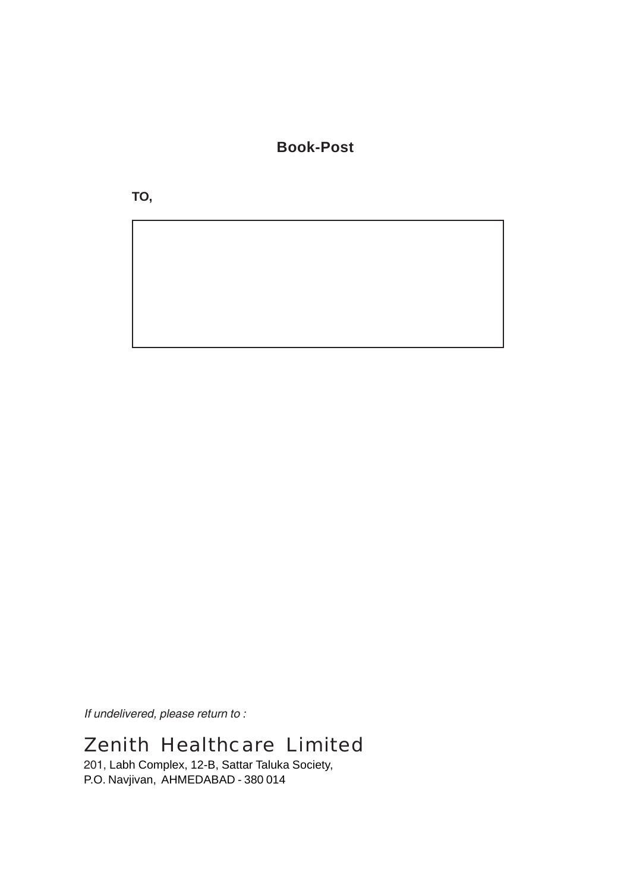**Book-Post**

**TO,**

*If undelivered, please return to :*

Zenith Healthcare Limited

201, Labh Complex, 12-B, Sattar Taluka Society,
P.O. Navjivan, AHMEDABAD - 380 014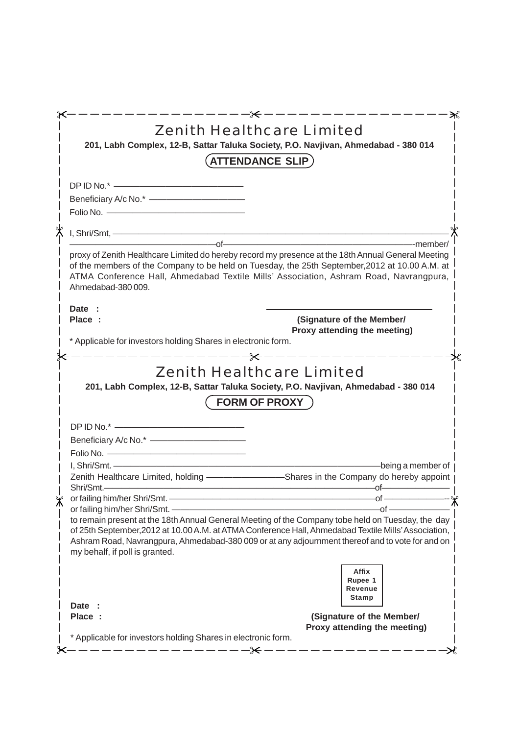# Zenith Healthcare Limited

**201, Labh Complex, 12-B, Sattar Taluka Society, P.O. Navjivan, Ahmedabad - 380 014**

## ATTENDANCE SLIP

DP ID No.* ——————————————

Beneficiary A/c No.* ——————————

Folio No. ———————————————

I, Shri/Smt, ————————————————————————————————————————

————————————————of——————————————————————member/ proxy of Zenith Healthcare Limited do hereby record my presence at the 18th Annual General Meeting of the members of the Company to be held on Tuesday, the 25th September,2012 at 10.00 A.M. at ATMA Conference Hall, Ahmedabad Textile Mills' Association, Ashram Road, Navrangpura, Ahmedabad-380 009.

**Date :**

**Place :**

**(Signature of the Member/ Proxy attending the meeting)**

* Applicable for investors holding Shares in electronic form.

# Zenith Healthcare Limited

**201, Labh Complex, 12-B, Sattar Taluka Society, P.O. Navjivan, Ahmedabad - 380 014**

## FORM OF PROXY

DP ID No.* ——————————————

Beneficiary A/c No.* ——————————

Folio No. ———————————————

I, Shri/Smt. ————————————————————————————————being a member of Zenith Healthcare Limited, holding —————————Shares in the Company do hereby appoint Shri/Smt.————————————————————————————————of————————

or failing him/her Shri/Smt. ————————————————————————of ————————

or failing him/her Shri/Smt. ————————————————————————of ————————

to remain present at the 18th Annual General Meeting of the Company tobe held on Tuesday, the day of 25th September,2012 at 10.00 A.M. at ATMA Conference Hall, Ahmedabad Textile Mills' Association, Ashram Road, Navrangpura, Ahmedabad-380 009 or at any adjournment thereof and to vote for and on my behalf, if poll is granted.

**Affix Rupee 1 Revenue Stamp**

**Date :**

**Place :**

**(Signature of the Member/ Proxy attending the meeting)**

* Applicable for investors holding Shares in electronic form.